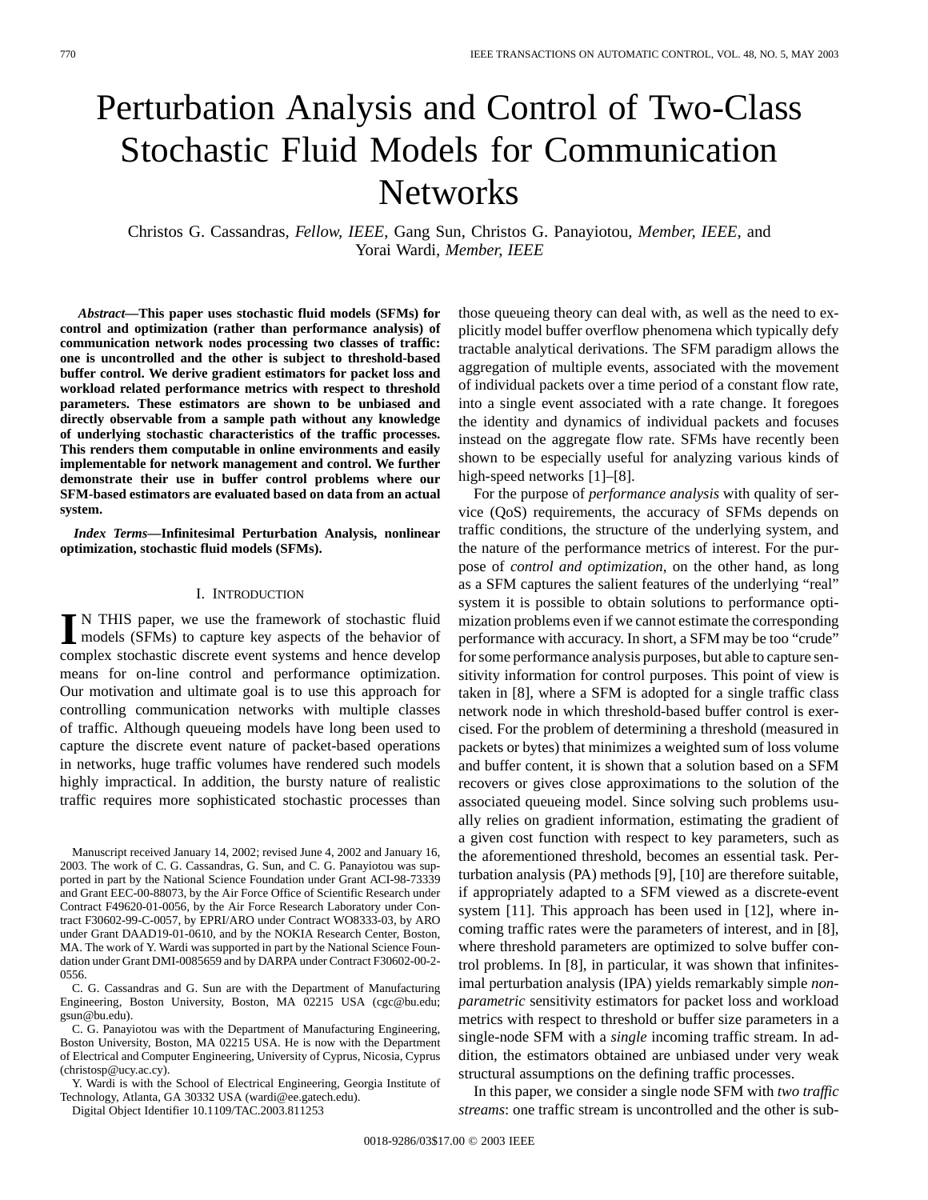# Perturbation Analysis and Control of Two-Class Stochastic Fluid Models for Communication Networks

Christos G. Cassandras, *Fellow, IEEE*, Gang Sun, Christos G. Panayiotou, *Member, IEEE*, and Yorai Wardi, *Member, IEEE*

***Abstract*—This paper uses stochastic fluid models (SFMs) for control and optimization (rather than performance analysis) of communication network nodes processing two classes of traffic: one is uncontrolled and the other is subject to threshold-based buffer control. We derive gradient estimators for packet loss and workload related performance metrics with respect to threshold parameters. These estimators are shown to be unbiased and directly observable from a sample path without any knowledge of underlying stochastic characteristics of the traffic processes. This renders them computable in online environments and easily implementable for network management and control. We further demonstrate their use in buffer control problems where our SFM-based estimators are evaluated based on data from an actual system.**

***Index Terms*—Infinitesimal Perturbation Analysis, nonlinear optimization, stochastic fluid models (SFMs).**

## I. Introduction

IN THIS paper, we use the framework of stochastic fluid models (SFMs) to capture key aspects of the behavior of complex stochastic discrete event systems and hence develop means for on-line control and performance optimization. Our motivation and ultimate goal is to use this approach for controlling communication networks with multiple classes of traffic. Although queueing models have long been used to capture the discrete event nature of packet-based operations in networks, huge traffic volumes have rendered such models highly impractical. In addition, the bursty nature of realistic traffic requires more sophisticated stochastic processes than those queueing theory can deal with, as well as the need to explicitly model buffer overflow phenomena which typically defy tractable analytical derivations. The SFM paradigm allows the aggregation of multiple events, associated with the movement of individual packets over a time period of a constant flow rate, into a single event associated with a rate change. It foregoes the identity and dynamics of individual packets and focuses instead on the aggregate flow rate. SFMs have recently been shown to be especially useful for analyzing various kinds of high-speed networks [1]–[8].

For the purpose of *performance analysis* with quality of service (QoS) requirements, the accuracy of SFMs depends on traffic conditions, the structure of the underlying system, and the nature of the performance metrics of interest. For the purpose of *control and optimization*, on the other hand, as long as a SFM captures the salient features of the underlying "real" system it is possible to obtain solutions to performance optimization problems even if we cannot estimate the corresponding performance with accuracy. In short, a SFM may be too "crude" for some performance analysis purposes, but able to capture sensitivity information for control purposes. This point of view is taken in [8], where a SFM is adopted for a single traffic class network node in which threshold-based buffer control is exercised. For the problem of determining a threshold (measured in packets or bytes) that minimizes a weighted sum of loss volume and buffer content, it is shown that a solution based on a SFM recovers or gives close approximations to the solution of the associated queueing model. Since solving such problems usually relies on gradient information, estimating the gradient of a given cost function with respect to key parameters, such as the aforementioned threshold, becomes an essential task. Perturbation analysis (PA) methods [9], [10] are therefore suitable, if appropriately adapted to a SFM viewed as a discrete-event system [11]. This approach has been used in [12], where incoming traffic rates were the parameters of interest, and in [8], where threshold parameters are optimized to solve buffer control problems. In [8], in particular, it was shown that infinitesimal perturbation analysis (IPA) yields remarkably simple *nonparametric* sensitivity estimators for packet loss and workload metrics with respect to threshold or buffer size parameters in a single-node SFM with a *single* incoming traffic stream. In addition, the estimators obtained are unbiased under very weak structural assumptions on the defining traffic processes.

In this paper, we consider a single node SFM with *two traffic streams*: one traffic stream is uncontrolled and the other is sub-

---

Manuscript received January 14, 2002; revised June 4, 2002 and January 16, 2003. The work of C. G. Cassandras, G. Sun, and C. G. Panayiotou was supported in part by the National Science Foundation under Grant ACI-98-73339 and Grant EEC-00-88073, by the Air Force Office of Scientific Research under Contract F49620-01-0056, by the Air Force Research Laboratory under Contract F30602-99-C-0057, by EPRI/ARO under Contract WO8333-03, by ARO under Grant DAAD19-01-0610, and by the NOKIA Research Center, Boston, MA. The work of Y. Wardi was supported in part by the National Science Foundation under Grant DMI-0085659 and by DARPA under Contract F30602-00-2-0556.

C. G. Cassandras and G. Sun are with the Department of Manufacturing Engineering, Boston University, Boston, MA 02215 USA (cgc@bu.edu; gsun@bu.edu).

C. G. Panayiotou was with the Department of Manufacturing Engineering, Boston University, Boston, MA 02215 USA. He is now with the Department of Electrical and Computer Engineering, University of Cyprus, Nicosia, Cyprus (christosp@ucy.ac.cy).

Y. Wardi is with the School of Electrical Engineering, Georgia Institute of Technology, Atlanta, GA 30332 USA (wardi@ee.gatech.edu).

Digital Object Identifier 10.1109/TAC.2003.811253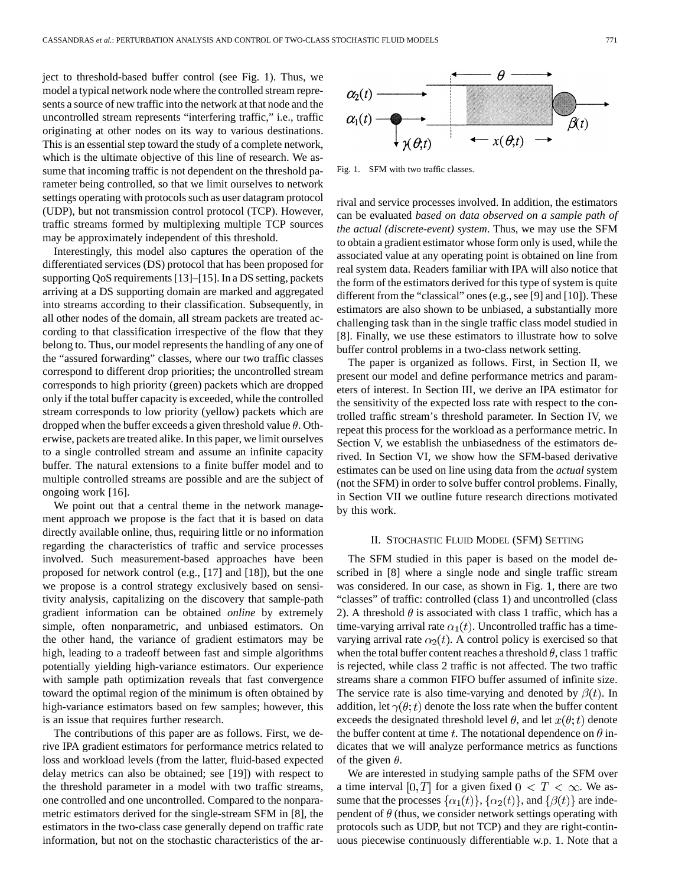ject to threshold-based buffer control (see Fig. 1). Thus, we model a typical network node where the controlled stream represents a source of new traffic into the network at that node and the uncontrolled stream represents "interfering traffic," i.e., traffic originating at other nodes on its way to various destinations. This is an essential step toward the study of a complete network, which is the ultimate objective of this line of research. We assume that incoming traffic is not dependent on the threshold parameter being controlled, so that we limit ourselves to network settings operating with protocols such as user datagram protocol (UDP), but not transmission control protocol (TCP). However, traffic streams formed by multiplexing multiple TCP sources may be approximately independent of this threshold.

Interestingly, this model also captures the operation of the differentiated services (DS) protocol that has been proposed for supporting QoS requirements [13]–[15]. In a DS setting, packets arriving at a DS supporting domain are marked and aggregated into streams according to their classification. Subsequently, in all other nodes of the domain, all stream packets are treated according to that classification irrespective of the flow that they belong to. Thus, our model represents the handling of any one of the "assured forwarding" classes, where our two traffic classes correspond to different drop priorities; the uncontrolled stream corresponds to high priority (green) packets which are dropped only if the total buffer capacity is exceeded, while the controlled stream corresponds to low priority (yellow) packets which are dropped when the buffer exceeds a given threshold value $\theta$. Otherwise, packets are treated alike. In this paper, we limit ourselves to a single controlled stream and assume an infinite capacity buffer. The natural extensions to a finite buffer model and to multiple controlled streams are possible and are the subject of ongoing work [16].

We point out that a central theme in the network management approach we propose is the fact that it is based on data directly available online, thus, requiring little or no information regarding the characteristics of traffic and service processes involved. Such measurement-based approaches have been proposed for network control (e.g., [17] and [18]), but the one we propose is a control strategy exclusively based on sensitivity analysis, capitalizing on the discovery that sample-path gradient information can be obtained *online* by extremely simple, often nonparametric, and unbiased estimators. On the other hand, the variance of gradient estimators may be high, leading to a tradeoff between fast and simple algorithms potentially yielding high-variance estimators. Our experience with sample path optimization reveals that fast convergence toward the optimal region of the minimum is often obtained by high-variance estimators based on few samples; however, this is an issue that requires further research.

The contributions of this paper are as follows. First, we derive IPA gradient estimators for performance metrics related to loss and workload levels (from the latter, fluid-based expected delay metrics can also be obtained; see [19]) with respect to the threshold parameter in a model with two traffic streams, one controlled and one uncontrolled. Compared to the nonparametric estimators derived for the single-stream SFM in [8], the estimators in the two-class case generally depend on traffic rate information, but not on the stochastic characteristics of the arrival and service processes involved. In addition, the estimators can be evaluated *based on data observed on a sample path of the actual (discrete-event) system*. Thus, we may use the SFM to obtain a gradient estimator whose form only is used, while the associated value at any operating point is obtained on line from real system data. Readers familiar with IPA will also notice that the form of the estimators derived for this type of system is quite different from the "classical" ones (e.g., see [9] and [10]). These estimators are also shown to be unbiased, a substantially more challenging task than in the single traffic class model studied in [8]. Finally, we use these estimators to illustrate how to solve buffer control problems in a two-class network setting.

$\alpha_2(t)$

$\alpha_1(t)$

$\gamma(\theta,t)$

$\theta$

$\beta(t)$

$x(\theta,t)$

Fig. 1. SFM with two traffic classes.

The paper is organized as follows. First, in Section II, we present our model and define performance metrics and parameters of interest. In Section III, we derive an IPA estimator for the sensitivity of the expected loss rate with respect to the controlled traffic stream's threshold parameter. In Section IV, we repeat this process for the workload as a performance metric. In Section V, we establish the unbiasedness of the estimators derived. In Section VI, we show how the SFM-based derivative estimates can be used on line using data from the *actual* system (not the SFM) in order to solve buffer control problems. Finally, in Section VII we outline future research directions motivated by this work.

## II. Stochastic Fluid Model (SFM) Setting

The SFM studied in this paper is based on the model described in [8] where a single node and single traffic stream was considered. In our case, as shown in Fig. 1, there are two "classes" of traffic: controlled (class 1) and uncontrolled (class 2). A threshold $\theta$ is associated with class 1 traffic, which has a time-varying arrival rate $\alpha_1(t)$. Uncontrolled traffic has a time-varying arrival rate $\alpha_2(t)$. A control policy is exercised so that when the total buffer content reaches a threshold $\theta$, class 1 traffic is rejected, while class 2 traffic is not affected. The two traffic streams share a common FIFO buffer assumed of infinite size. The service rate is also time-varying and denoted by $\beta(t)$. In addition, let $\gamma(\theta;t)$ denote the loss rate when the buffer content exceeds the designated threshold level $\theta$, and let $x(\theta;t)$ denote the buffer content at time $t$. The notational dependence on $\theta$ indicates that we will analyze performance metrics as functions of the given $\theta$.

We are interested in studying sample paths of the SFM over a time interval $[0,T]$ for a given fixed $0 < T < \infty$. We assume that the processes $\{\alpha_1(t)\}$, $\{\alpha_2(t)\}$, and $\{\beta(t)\}$ are independent of $\theta$ (thus, we consider network settings operating with protocols such as UDP, but not TCP) and they are right-continuous piecewise continuously differentiable w.p. 1. Note that a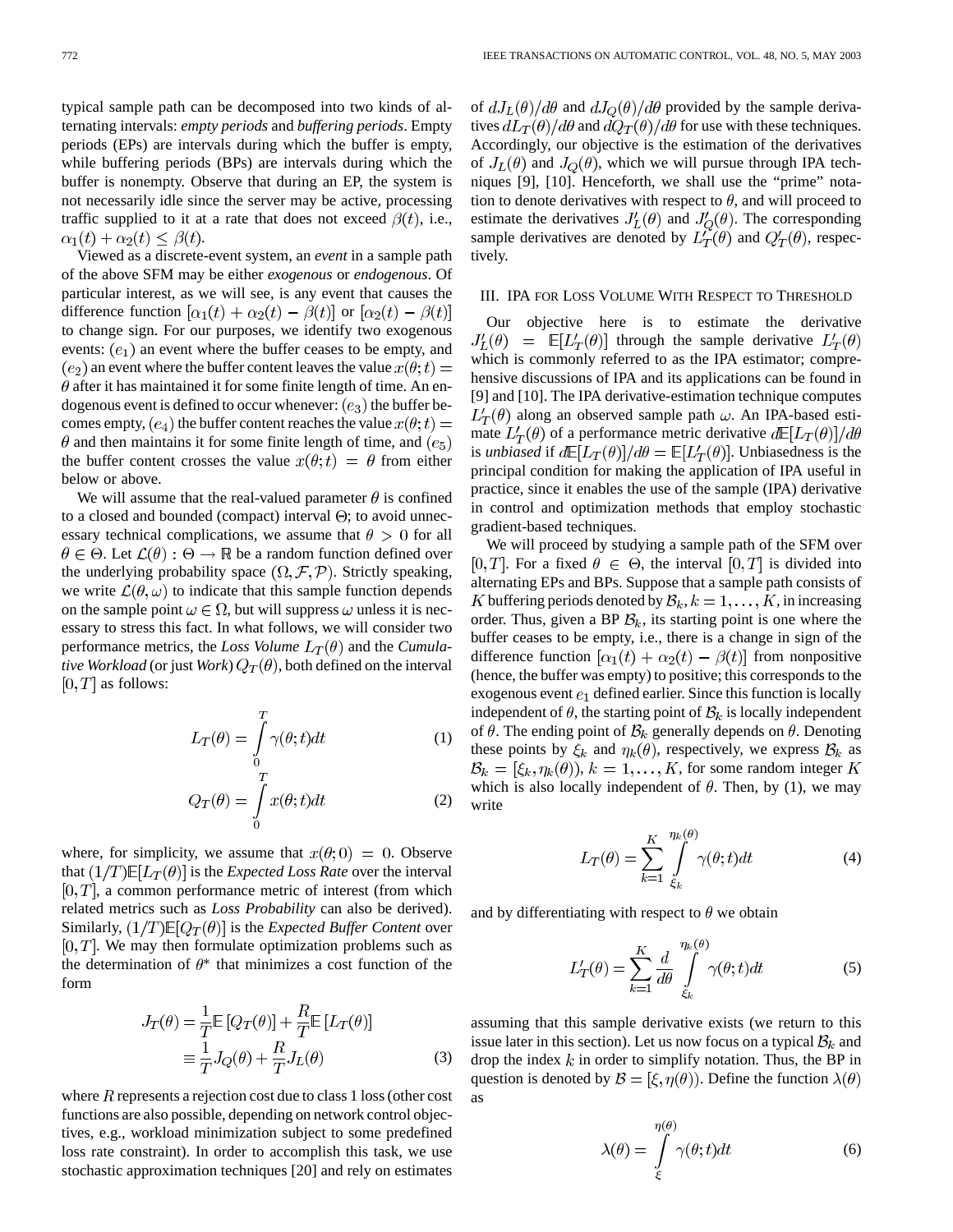typical sample path can be decomposed into two kinds of alternating intervals: *empty periods* and *buffering periods*. Empty periods (EPs) are intervals during which the buffer is empty, while buffering periods (BPs) are intervals during which the buffer is nonempty. Observe that during an EP, the system is not necessarily idle since the server may be active, processing traffic supplied to it at a rate that does not exceed $\beta(t)$, i.e., $\alpha_1(t) + \alpha_2(t) \leq \beta(t)$.

Viewed as a discrete-event system, an *event* in a sample path of the above SFM may be either *exogenous* or *endogenous*. Of particular interest, as we will see, is any event that causes the difference function $[\alpha_1(t) + \alpha_2(t) - \beta(t)]$ or $[\alpha_2(t) - \beta(t)]$ to change sign. For our purposes, we identify two exogenous events: $(e_1)$ an event where the buffer ceases to be empty, and $(e_2)$ an event where the buffer content leaves the value $x(\theta;t) = \theta$ after it has maintained it for some finite length of time. An endogenous event is defined to occur whenever: $(e_3)$ the buffer becomes empty, $(e_4)$ the buffer content reaches the value $x(\theta;t) = \theta$ and then maintains it for some finite length of time, and $(e_5)$ the buffer content crosses the value $x(\theta;t) = \theta$ from either below or above.

We will assume that the real-valued parameter $\theta$ is confined to a closed and bounded (compact) interval $\Theta$; to avoid unnecessary technical complications, we assume that $\theta > 0$ for all $\theta \in \Theta$. Let $\mathcal{L}(\theta) : \Theta \to \mathbb{R}$ be a random function defined over the underlying probability space $(\Omega, \mathcal{F}, \mathcal{P})$. Strictly speaking, we write $\mathcal{L}(\theta, \omega)$ to indicate that this sample function depends on the sample point $\omega \in \Omega$, but will suppress $\omega$ unless it is necessary to stress this fact. In what follows, we will consider two performance metrics, the *Loss Volume* $L_T(\theta)$ and the *Cumulative Workload* (or just *Work*) $Q_T(\theta)$, both defined on the interval $[0, T]$ as follows:

$$L_T(\theta) = \int_0^T \gamma(\theta;t)dt \tag{1}$$

$$Q_T(\theta) = \int_0^T x(\theta;t)dt \tag{2}$$

where, for simplicity, we assume that $x(\theta;0) = 0$. Observe that $(1/T)\mathbb{E}[L_T(\theta)]$ is the *Expected Loss Rate* over the interval $[0, T]$, a common performance metric of interest (from which related metrics such as *Loss Probability* can also be derived). Similarly, $(1/T)\mathbb{E}[Q_T(\theta)]$ is the *Expected Buffer Content* over $[0, T]$. We may then formulate optimization problems such as the determination of $\theta^*$ that minimizes a cost function of the form

$$\begin{aligned} J_T(\theta) &= \frac{1}{T}\mathbb{E}\left[Q_T(\theta)\right] + \frac{R}{T}\mathbb{E}\left[L_T(\theta)\right] \\ &\equiv \frac{1}{T}J_Q(\theta) + \frac{R}{T}J_L(\theta) \end{aligned} \tag{3}$$

where $R$ represents a rejection cost due to class 1 loss (other cost functions are also possible, depending on network control objectives, e.g., workload minimization subject to some predefined loss rate constraint). In order to accomplish this task, we use stochastic approximation techniques [20] and rely on estimates of $dJ_L(\theta)/d\theta$ and $dJ_Q(\theta)/d\theta$ provided by the sample derivatives $dL_T(\theta)/d\theta$ and $dQ_T(\theta)/d\theta$ for use with these techniques. Accordingly, our objective is the estimation of the derivatives of $J_L(\theta)$ and $J_Q(\theta)$, which we will pursue through IPA techniques [9], [10]. Henceforth, we shall use the "prime" notation to denote derivatives with respect to $\theta$, and will proceed to estimate the derivatives $J_L'(\theta)$ and $J_Q'(\theta)$. The corresponding sample derivatives are denoted by $L_T'(\theta)$ and $Q_T'(\theta)$, respectively.

## III. IPA for Loss Volume With Respect to Threshold

Our objective here is to estimate the derivative $J_L'(\theta) = \mathbb{E}[L_T'(\theta)]$ through the sample derivative $L_T'(\theta)$ which is commonly referred to as the IPA estimator; comprehensive discussions of IPA and its applications can be found in [9] and [10]. The IPA derivative-estimation technique computes $L_T'(\theta)$ along an observed sample path $\omega$. An IPA-based estimate $L_T'(\theta)$ of a performance metric derivative $d\mathbb{E}[L_T(\theta)]/d\theta$ is *unbiased* if $d\mathbb{E}[L_T(\theta)]/d\theta = \mathbb{E}[L_T'(\theta)]$. Unbiasedness is the principal condition for making the application of IPA useful in practice, since it enables the use of the sample (IPA) derivative in control and optimization methods that employ stochastic gradient-based techniques.

We will proceed by studying a sample path of the SFM over $[0, T]$. For a fixed $\theta \in \Theta$, the interval $[0, T]$ is divided into alternating EPs and BPs. Suppose that a sample path consists of $K$ buffering periods denoted by $\mathcal{B}_k, k = 1, \ldots, K$, in increasing order. Thus, given a BP $\mathcal{B}_k$, its starting point is one where the buffer ceases to be empty, i.e., there is a change in sign of the difference function $[\alpha_1(t) + \alpha_2(t) - \beta(t)]$ from nonpositive (hence, the buffer was empty) to positive; this corresponds to the exogenous event $e_1$ defined earlier. Since this function is locally independent of $\theta$, the starting point of $\mathcal{B}_k$ is locally independent of $\theta$. The ending point of $\mathcal{B}_k$ generally depends on $\theta$. Denoting these points by $\xi_k$ and $\eta_k(\theta)$, respectively, we express $\mathcal{B}_k$ as $\mathcal{B}_k = [\xi_k, \eta_k(\theta)), k = 1, \ldots, K$, for some random integer $K$ which is also locally independent of $\theta$. Then, by (1), we may write

$$L_T(\theta) = \sum_{k=1}^{K} \int_{\xi_k}^{\eta_k(\theta)} \gamma(\theta;t)dt \tag{4}$$

and by differentiating with respect to $\theta$ we obtain

$$L_T'(\theta) = \sum_{k=1}^{K} \frac{d}{d\theta} \int_{\xi_k}^{\eta_k(\theta)} \gamma(\theta;t)dt \tag{5}$$

assuming that this sample derivative exists (we return to this issue later in this section). Let us now focus on a typical $\mathcal{B}_k$ and drop the index $k$ in order to simplify notation. Thus, the BP in question is denoted by $\mathcal{B} = [\xi, \eta(\theta))$. Define the function $\lambda(\theta)$ as

$$\lambda(\theta) = \int_{\xi}^{\eta(\theta)} \gamma(\theta;t)dt \tag{6}$$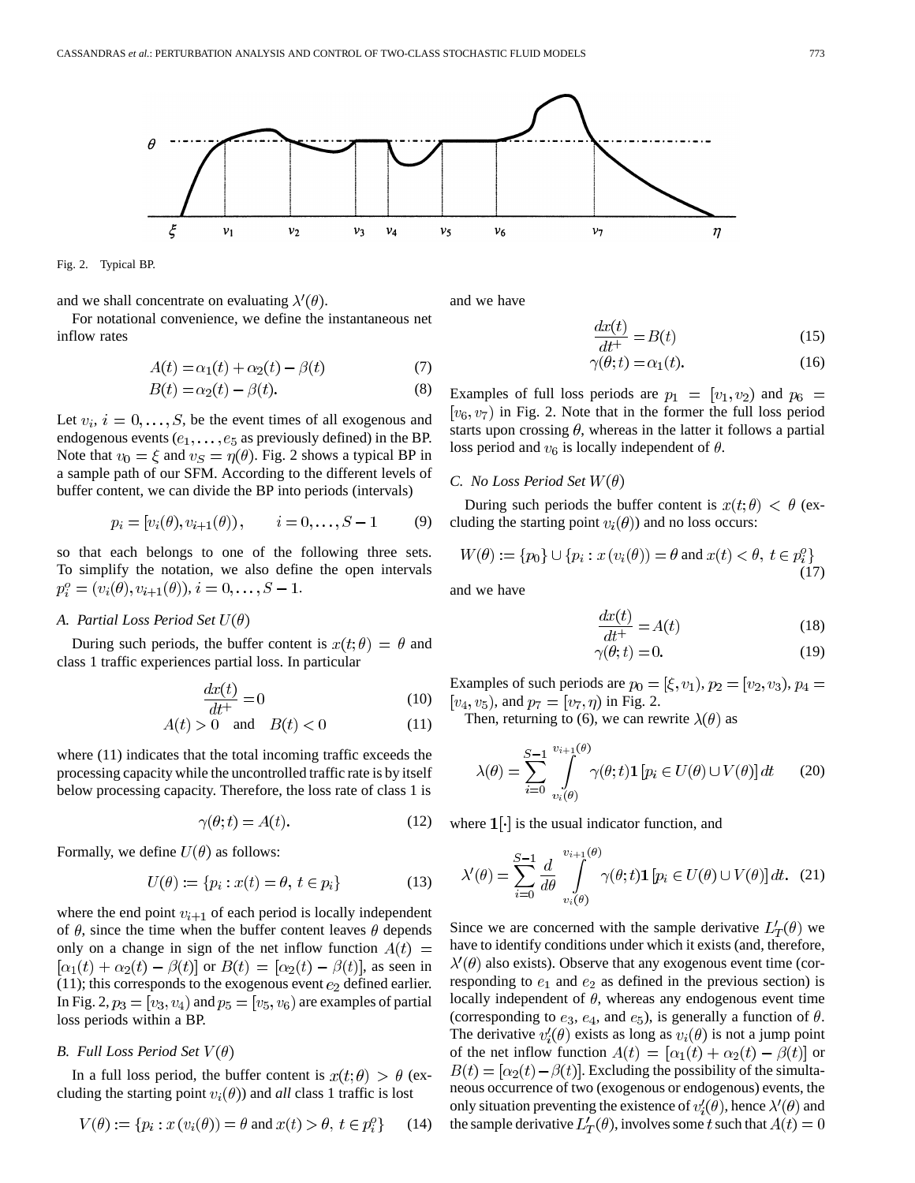Fig. 2. Typical BP.

and we shall concentrate on evaluating $\lambda'(\theta)$.

For notational convenience, we define the instantaneous net inflow rates

$$A(t) = \alpha_1(t) + \alpha_2(t) - \beta(t) \tag{7}$$

$$B(t) = \alpha_2(t) - \beta(t). \tag{8}$$

Let $v_i$, $i = 0, \ldots, S$, be the event times of all exogenous and endogenous events ($e_1, \ldots, e_5$ as previously defined) in the BP. Note that $v_0 = \xi$ and $v_S = \eta(\theta)$. Fig. 2 shows a typical BP in a sample path of our SFM. According to the different levels of buffer content, we can divide the BP into periods (intervals)

$$p_i = [v_i(\theta), v_{i+1}(\theta)), \qquad i = 0, \ldots, S-1 \tag{9}$$

so that each belongs to one of the following three sets. To simplify the notation, we also define the open intervals $p_i^o = (v_i(\theta), v_{i+1}(\theta))$, $i = 0, \ldots, S-1$.

### A. Partial Loss Period Set $U(\theta)$

During such periods, the buffer content is $x(t; \theta) = \theta$ and class 1 traffic experiences partial loss. In particular

$$\frac{dx(t)}{dt^+} = 0 \tag{10}$$

$$A(t) > 0 \quad \text{and} \quad B(t) < 0 \tag{11}$$

where (11) indicates that the total incoming traffic exceeds the processing capacity while the uncontrolled traffic rate is by itself below processing capacity. Therefore, the loss rate of class 1 is

$$\gamma(\theta; t) = A(t). \tag{12}$$

Formally, we define $U(\theta)$ as follows:

$$U(\theta) := \{p_i : x(t) = \theta,\ t \in p_i\} \tag{13}$$

where the end point $v_{i+1}$ of each period is locally independent of $\theta$, since the time when the buffer content leaves $\theta$ depends only on a change in sign of the net inflow function $A(t) = [\alpha_1(t) + \alpha_2(t) - \beta(t)]$ or $B(t) = [\alpha_2(t) - \beta(t)]$, as seen in (11); this corresponds to the exogenous event $e_2$ defined earlier. In Fig. 2, $p_3 = [v_3, v_4)$ and $p_5 = [v_5, v_6)$ are examples of partial loss periods within a BP.

### B. Full Loss Period Set $V(\theta)$

In a full loss period, the buffer content is $x(t; \theta) > \theta$ (excluding the starting point $v_i(\theta)$) and *all* class 1 traffic is lost

$$V(\theta) := \{p_i : x(v_i(\theta)) = \theta \text{ and } x(t) > \theta,\ t \in p_i^o\} \tag{14}$$

and we have

$$\frac{dx(t)}{dt^+} = B(t) \tag{15}$$

$$\gamma(\theta; t) = \alpha_1(t). \tag{16}$$

Examples of full loss periods are $p_1 = [v_1, v_2)$ and $p_6 = [v_6, v_7)$ in Fig. 2. Note that in the former the full loss period starts upon crossing $\theta$, whereas in the latter it follows a partial loss period and $v_6$ is locally independent of $\theta$.

### C. No Loss Period Set $W(\theta)$

During such periods the buffer content is $x(t; \theta) < \theta$ (excluding the starting point $v_i(\theta)$) and no loss occurs:

$$W(\theta) := \{p_0\} \cup \{p_i : x(v_i(\theta)) = \theta \text{ and } x(t) < \theta,\ t \in p_i^o\} \tag{17}$$

and we have

$$\frac{dx(t)}{dt^+} = A(t) \tag{18}$$

$$\gamma(\theta; t) = 0. \tag{19}$$

Examples of such periods are $p_0 = [\xi, v_1)$, $p_2 = [v_2, v_3)$, $p_4 = [v_4, v_5)$, and $p_7 = [v_7, \eta)$ in Fig. 2.

Then, returning to (6), we can rewrite $\lambda(\theta)$ as

$$\lambda(\theta) = \sum_{i=0}^{S-1} \int_{v_i(\theta)}^{v_{i+1}(\theta)} \gamma(\theta; t) \mathbf{1}[p_i \in U(\theta) \cup V(\theta)]\, dt \tag{20}$$

where $\mathbf{1}[\cdot]$ is the usual indicator function, and

$$\lambda'(\theta) = \sum_{i=0}^{S-1} \frac{d}{d\theta} \int_{v_i(\theta)}^{v_{i+1}(\theta)} \gamma(\theta; t) \mathbf{1}[p_i \in U(\theta) \cup V(\theta)]\, dt. \tag{21}$$

Since we are concerned with the sample derivative $L'_T(\theta)$ we have to identify conditions under which it exists (and, therefore, $\lambda'(\theta)$ also exists). Observe that any exogenous event time (corresponding to $e_1$ and $e_2$ as defined in the previous section) is locally independent of $\theta$, whereas any endogenous event time (corresponding to $e_3$, $e_4$, and $e_5$), is generally a function of $\theta$. The derivative $v'_i(\theta)$ exists as long as $v_i(\theta)$ is not a jump point of the net inflow function $A(t) = [\alpha_1(t) + \alpha_2(t) - \beta(t)]$ or $B(t) = [\alpha_2(t) - \beta(t)]$. Excluding the possibility of the simultaneous occurrence of two (exogenous or endogenous) events, the only situation preventing the existence of $v'_i(\theta)$, hence $\lambda'(\theta)$ and the sample derivative $L'_T(\theta)$, involves some $t$ such that $A(t) = 0$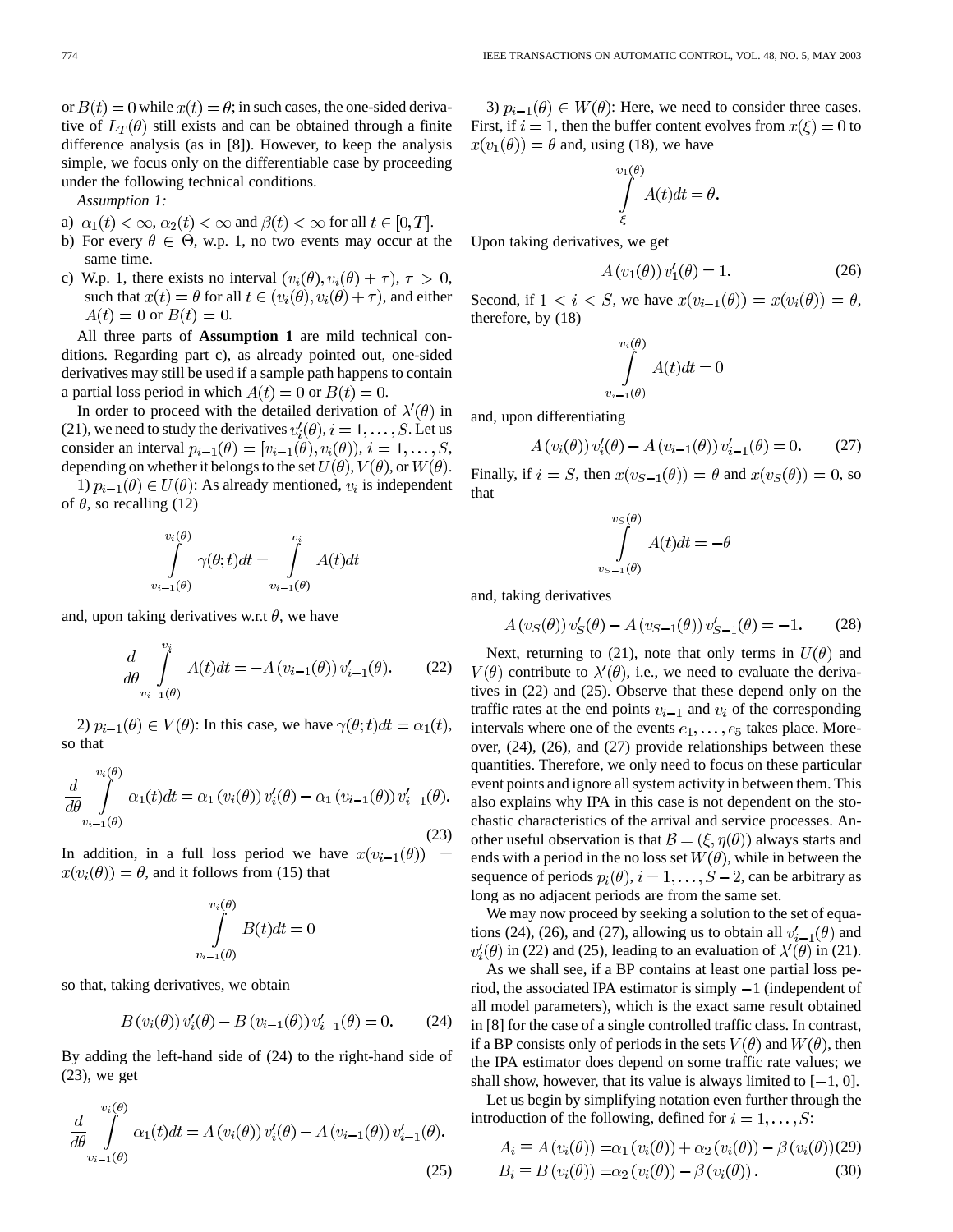or $B(t) = 0$ while $x(t) = \theta$; in such cases, the one-sided derivative of $L_T(\theta)$ still exists and can be obtained through a finite difference analysis (as in [8]). However, to keep the analysis simple, we focus only on the differentiable case by proceeding under the following technical conditions.

*Assumption 1:*

a) $\alpha_1(t) < \infty$, $\alpha_2(t) < \infty$ and $\beta(t) < \infty$ for all $t \in [0, T]$.

b) For every $\theta \in \Theta$, w.p. 1, no two events may occur at the same time.

c) W.p. 1, there exists no interval $(v_i(\theta), v_i(\theta) + \tau)$, $\tau > 0$, such that $x(t) = \theta$ for all $t \in (v_i(\theta), v_i(\theta) + \tau)$, and either $A(t) = 0$ or $B(t) = 0$.

All three parts of **Assumption 1** are mild technical conditions. Regarding part c), as already pointed out, one-sided derivatives may still be used if a sample path happens to contain a partial loss period in which $A(t) = 0$ or $B(t) = 0$.

In order to proceed with the detailed derivation of $\lambda'(\theta)$ in (21), we need to study the derivatives $v_i'(\theta)$, $i = 1, \ldots, S$. Let us consider an interval $p_{i-1}(\theta) = [v_{i-1}(\theta), v_i(\theta))$, $i = 1, \ldots, S$, depending on whether it belongs to the set $U(\theta)$, $V(\theta)$, or $W(\theta)$.

1) $p_{i-1}(\theta) \in U(\theta)$: As already mentioned, $v_i$ is independent of $\theta$, so recalling (12)

$$\int_{v_{i-1}(\theta)}^{v_i(\theta)} \gamma(\theta; t)dt = \int_{v_{i-1}(\theta)}^{v_i} A(t)dt$$

and, upon taking derivatives w.r.t $\theta$, we have

$$\frac{d}{d\theta} \int_{v_{i-1}(\theta)}^{v_i} A(t)dt = -A(v_{i-1}(\theta))\, v_{i-1}'(\theta). \tag{22}$$

2) $p_{i-1}(\theta) \in V(\theta)$: In this case, we have $\gamma(\theta; t)dt = \alpha_1(t)$, so that

$$\frac{d}{d\theta} \int_{v_{i-1}(\theta)}^{v_i(\theta)} \alpha_1(t)dt = \alpha_1(v_i(\theta))\, v_i'(\theta) - \alpha_1(v_{i-1}(\theta))\, v_{i-1}'(\theta). \tag{23}$$

In addition, in a full loss period we have $x(v_{i-1}(\theta)) = x(v_i(\theta)) = \theta$, and it follows from (15) that

$$\int_{v_{i-1}(\theta)}^{v_i(\theta)} B(t)dt = 0$$

so that, taking derivatives, we obtain

$$B(v_i(\theta))\, v_i'(\theta) - B(v_{i-1}(\theta))\, v_{i-1}'(\theta) = 0. \tag{24}$$

By adding the left-hand side of (24) to the right-hand side of (23), we get

$$\frac{d}{d\theta} \int_{v_{i-1}(\theta)}^{v_i(\theta)} \alpha_1(t)dt = A(v_i(\theta))\, v_i'(\theta) - A(v_{i-1}(\theta))\, v_{i-1}'(\theta). \tag{25}$$

3) $p_{i-1}(\theta) \in W(\theta)$: Here, we need to consider three cases. First, if $i = 1$, then the buffer content evolves from $x(\xi) = 0$ to $x(v_1(\theta)) = \theta$ and, using (18), we have

$$\int_{\xi}^{v_1(\theta)} A(t)dt = \theta.$$

Upon taking derivatives, we get

$$A(v_1(\theta))\, v_1'(\theta) = 1. \tag{26}$$

Second, if $1 < i < S$, we have $x(v_{i-1}(\theta)) = x(v_i(\theta)) = \theta$, therefore, by (18)

$$\int_{v_{i-1}(\theta)}^{v_i(\theta)} A(t)dt = 0$$

and, upon differentiating

$$A(v_i(\theta))\, v_i'(\theta) - A(v_{i-1}(\theta))\, v_{i-1}'(\theta) = 0. \tag{27}$$

Finally, if $i = S$, then $x(v_{S-1}(\theta)) = \theta$ and $x(v_S(\theta)) = 0$, so that

$$\int_{v_{S-1}(\theta)}^{v_S(\theta)} A(t)dt = -\theta$$

and, taking derivatives

$$A(v_S(\theta))\, v_S'(\theta) - A(v_{S-1}(\theta))\, v_{S-1}'(\theta) = -1. \tag{28}$$

Next, returning to (21), note that only terms in $U(\theta)$ and $V(\theta)$ contribute to $\lambda'(\theta)$, i.e., we need to evaluate the derivatives in (22) and (25). Observe that these depend only on the traffic rates at the end points $v_{i-1}$ and $v_i$ of the corresponding intervals where one of the events $e_1, \ldots, e_5$ takes place. Moreover, (24), (26), and (27) provide relationships between these quantities. Therefore, we only need to focus on these particular event points and ignore all system activity in between them. This also explains why IPA in this case is not dependent on the stochastic characteristics of the arrival and service processes. Another useful observation is that $\mathcal{B} = (\xi, \eta(\theta))$ always starts and ends with a period in the no loss set $W(\theta)$, while in between the sequence of periods $p_i(\theta)$, $i = 1, \ldots, S-2$, can be arbitrary as long as no adjacent periods are from the same set.

We may now proceed by seeking a solution to the set of equations (24), (26), and (27), allowing us to obtain all $v_{i-1}'(\theta)$ and $v_i'(\theta)$ in (22) and (25), leading to an evaluation of $\lambda'(\theta)$ in (21).

As we shall see, if a BP contains at least one partial loss period, the associated IPA estimator is simply $-1$ (independent of all model parameters), which is the exact same result obtained in [8] for the case of a single controlled traffic class. In contrast, if a BP consists only of periods in the sets $V(\theta)$ and $W(\theta)$, then the IPA estimator does depend on some traffic rate values; we shall show, however, that its value is always limited to $[-1, 0]$.

Let us begin by simplifying notation even further through the introduction of the following, defined for $i = 1, \ldots, S$:

$$A_i \equiv A(v_i(\theta)) = \alpha_1(v_i(\theta)) + \alpha_2(v_i(\theta)) - \beta(v_i(\theta)) \tag{29}$$

$$B_i \equiv B(v_i(\theta)) = \alpha_2(v_i(\theta)) - \beta(v_i(\theta)). \tag{30}$$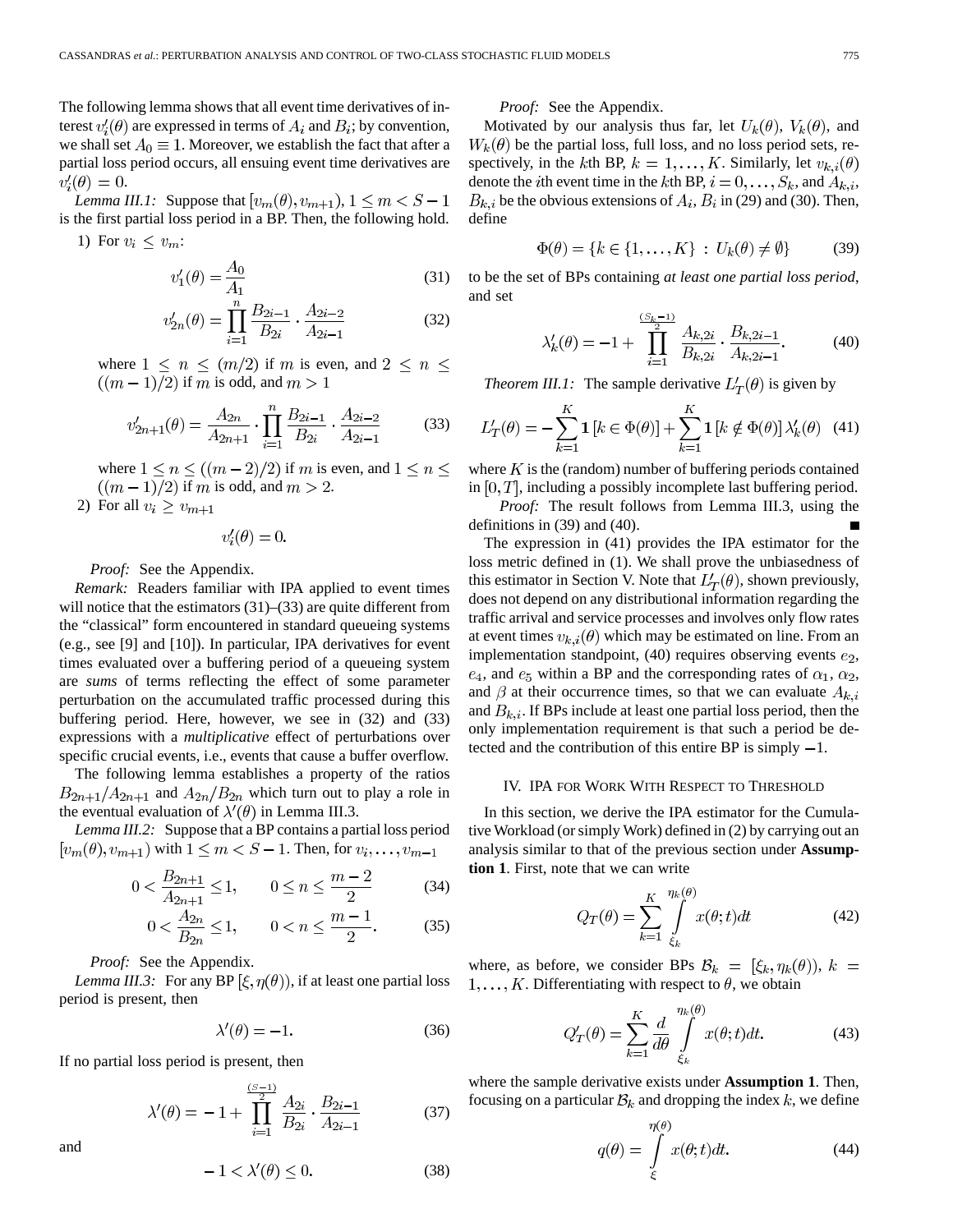The following lemma shows that all event time derivatives of interest $v_i'(\theta)$ are expressed in terms of $A_i$ and $B_i$; by convention, we shall set $A_0 \equiv 1$. Moreover, we establish the fact that after a partial loss period occurs, all ensuing event time derivatives are $v_i'(\theta) = 0$.

*Lemma III.1:* Suppose that $[v_m(\theta), v_{m+1})$, $1 \leq m < S-1$ is the first partial loss period in a BP. Then, the following hold.

1) For $v_i \leq v_m$:

$$v_1'(\theta) = \frac{A_0}{A_1} \tag{31}$$

$$v_{2n}'(\theta) = \prod_{i=1}^{n} \frac{B_{2i-1}}{B_{2i}} \cdot \frac{A_{2i-2}}{A_{2i-1}} \tag{32}$$

where $1 \leq n \leq (m/2)$ if $m$ is even, and $2 \leq n \leq ((m-1)/2)$ if $m$ is odd, and $m > 1$

$$v_{2n+1}'(\theta) = \frac{A_{2n}}{A_{2n+1}} \cdot \prod_{i=1}^{n} \frac{B_{2i-1}}{B_{2i}} \cdot \frac{A_{2i-2}}{A_{2i-1}} \tag{33}$$

where $1 \leq n \leq ((m-2)/2)$ if $m$ is even, and $1 \leq n \leq ((m-1)/2)$ if $m$ is odd, and $m > 2$.

2) For all $v_i \geq v_{m+1}$

$$v_i'(\theta) = 0.$$

*Proof:* See the Appendix.

*Remark:* Readers familiar with IPA applied to event times will notice that the estimators (31)–(33) are quite different from the "classical" form encountered in standard queueing systems (e.g., see [9] and [10]). In particular, IPA derivatives for event times evaluated over a buffering period of a queueing system are *sums* of terms reflecting the effect of some parameter perturbation on the accumulated traffic processed during this buffering period. Here, however, we see in (32) and (33) expressions with a *multiplicative* effect of perturbations over specific crucial events, i.e., events that cause a buffer overflow.

The following lemma establishes a property of the ratios $B_{2n+1}/A_{2n+1}$ and $A_{2n}/B_{2n}$ which turn out to play a role in the eventual evaluation of $\lambda'(\theta)$ in Lemma III.3.

*Lemma III.2:* Suppose that a BP contains a partial loss period $[v_m(\theta), v_{m+1})$ with $1 \leq m < S-1$. Then, for $v_i, \ldots, v_{m-1}$

$$0 < \frac{B_{2n+1}}{A_{2n+1}} \leq 1, \qquad 0 \leq n \leq \frac{m-2}{2} \tag{34}$$

$$0 < \frac{A_{2n}}{B_{2n}} \leq 1, \qquad 0 < n \leq \frac{m-1}{2}. \tag{35}$$

*Proof:* See the Appendix.

*Lemma III.3:* For any BP $[\xi, \eta(\theta))$, if at least one partial loss period is present, then

$$\lambda'(\theta) = -1. \tag{36}$$

If no partial loss period is present, then

$$\lambda'(\theta) = -1 + \prod_{i=1}^{\frac{(S-1)}{2}} \frac{A_{2i}}{B_{2i}} \cdot \frac{B_{2i-1}}{A_{2i-1}} \tag{37}$$

and

$$-1 < \lambda'(\theta) \leq 0. \tag{38}$$

*Proof:* See the Appendix.

Motivated by our analysis thus far, let $U_k(\theta)$, $V_k(\theta)$, and $W_k(\theta)$ be the partial loss, full loss, and no loss period sets, respectively, in the $k$th BP, $k = 1, \ldots, K$. Similarly, let $v_{k,i}(\theta)$ denote the $i$th event time in the $k$th BP, $i = 0, \ldots, S_k$, and $A_{k,i}$, $B_{k,i}$ be the obvious extensions of $A_i$, $B_i$ in (29) and (30). Then, define

$$\Phi(\theta) = \{k \in \{1, \ldots, K\} \,:\, U_k(\theta) \neq \emptyset\} \tag{39}$$

to be the set of BPs containing *at least one partial loss period*, and set

$$\lambda_k'(\theta) = -1 + \prod_{i=1}^{\frac{(S_k-1)}{2}} \frac{A_{k,2i}}{B_{k,2i}} \cdot \frac{B_{k,2i-1}}{A_{k,2i-1}}. \tag{40}$$

*Theorem III.1:* The sample derivative $L_T'(\theta)$ is given by

$$L_T'(\theta) = -\sum_{k=1}^{K} \mathbf{1}\left[k \in \Phi(\theta)\right] + \sum_{k=1}^{K} \mathbf{1}\left[k \notin \Phi(\theta)\right] \lambda_k'(\theta) \tag{41}$$

where $K$ is the (random) number of buffering periods contained in $[0, T]$, including a possibly incomplete last buffering period.

*Proof:* The result follows from Lemma III.3, using the definitions in (39) and (40). ∎

The expression in (41) provides the IPA estimator for the loss metric defined in (1). We shall prove the unbiasedness of this estimator in Section V. Note that $L_T'(\theta)$, shown previously, does not depend on any distributional information regarding the traffic arrival and service processes and involves only flow rates at event times $v_{k,i}(\theta)$ which may be estimated on line. From an implementation standpoint, (40) requires observing events $e_2$, $e_4$, and $e_5$ within a BP and the corresponding rates of $\alpha_1$, $\alpha_2$, and $\beta$ at their occurrence times, so that we can evaluate $A_{k,i}$ and $B_{k,i}$. If BPs include at least one partial loss period, then the only implementation requirement is that such a period be detected and the contribution of this entire BP is simply $-1$.

## IV. IPA for Work With Respect to Threshold

In this section, we derive the IPA estimator for the Cumulative Workload (or simply Work) defined in (2) by carrying out an analysis similar to that of the previous section under **Assumption 1**. First, note that we can write

$$Q_T(\theta) = \sum_{k=1}^{K} \int_{\xi_k}^{\eta_k(\theta)} x(\theta; t)\,dt \tag{42}$$

where, as before, we consider BPs $\mathcal{B}_k = [\xi_k, \eta_k(\theta))$, $k = 1, \ldots, K$. Differentiating with respect to $\theta$, we obtain

$$Q_T'(\theta) = \sum_{k=1}^{K} \frac{d}{d\theta} \int_{\xi_k}^{\eta_k(\theta)} x(\theta; t)\,dt. \tag{43}$$

where the sample derivative exists under **Assumption 1**. Then, focusing on a particular $\mathcal{B}_k$ and dropping the index $k$, we define

$$q(\theta) = \int_{\xi}^{\eta(\theta)} x(\theta; t)\,dt. \tag{44}$$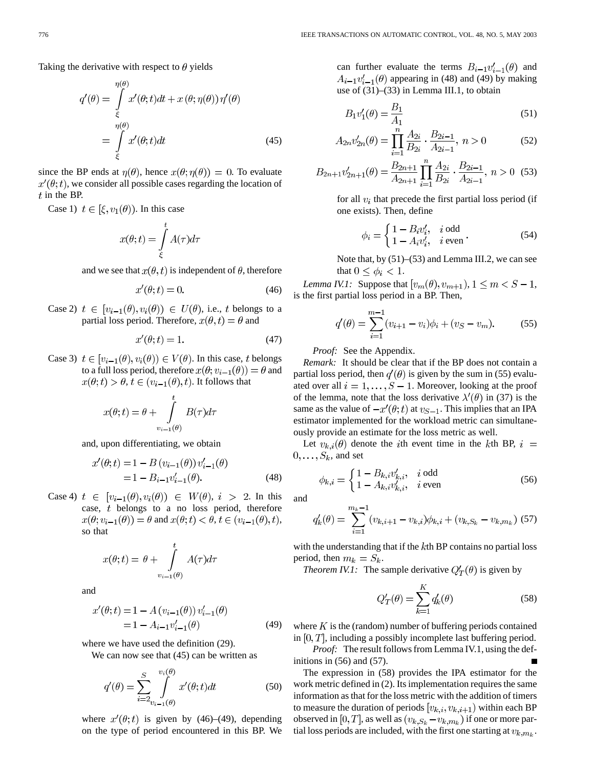Taking the derivative with respect to $\theta$ yields

$$
\begin{aligned}
q'(\theta) &= \int_{\xi}^{\eta(\theta)} x'(\theta;t)dt + x(\theta;\eta(\theta))\eta'(\theta) \\
&= \int_{\xi}^{\eta(\theta)} x'(\theta;t)dt
\end{aligned} \tag{45}
$$

since the BP ends at $\eta(\theta)$, hence $x(\theta;\eta(\theta)) = 0$. To evaluate $x'(\theta;t)$, we consider all possible cases regarding the location of $t$ in the BP.

Case 1) $t \in [\xi, v_1(\theta))$. In this case

$$
x(\theta;t) = \int_{\xi}^{t} A(\tau)d\tau
$$

and we see that $x(\theta,t)$ is independent of $\theta$, therefore

$$
x'(\theta;t) = 0. \tag{46}
$$

Case 2) $t \in [v_{i-1}(\theta), v_i(\theta)) \in U(\theta)$, i.e., $t$ belongs to a partial loss period. Therefore, $x(\theta,t) = \theta$ and

$$
x'(\theta;t) = 1. \tag{47}
$$

Case 3) $t \in [v_{i-1}(\theta), v_i(\theta)) \in V(\theta)$. In this case, $t$ belongs to a full loss period, therefore $x(\theta; v_{i-1}(\theta)) = \theta$ and $x(\theta;t) > \theta$, $t \in (v_{i-1}(\theta), t)$. It follows that

$$
x(\theta;t) = \theta + \int_{v_{i-1}(\theta)}^{t} B(\tau)d\tau
$$

and, upon differentiating, we obtain

$$
\begin{aligned}
x'(\theta;t) &= 1 - B(v_{i-1}(\theta))v'_{i-1}(\theta) \\
&= 1 - B_{i-1}v'_{i-1}(\theta).
\end{aligned} \tag{48}
$$

Case 4) $t \in [v_{i-1}(\theta), v_i(\theta)) \in W(\theta)$, $i > 2$. In this case, $t$ belongs to a no loss period, therefore $x(\theta; v_{i-1}(\theta)) = \theta$ and $x(\theta;t) < \theta$, $t \in (v_{i-1}(\theta), t)$, so that

$$
x(\theta;t) = \theta + \int_{v_{i-1}(\theta)}^{t} A(\tau)d\tau
$$

and

$$
\begin{aligned}
x'(\theta;t) &= 1 - A(v_{i-1}(\theta))v'_{i-1}(\theta) \\
&= 1 - A_{i-1}v'_{i-1}(\theta)
\end{aligned} \tag{49}
$$

where we have used the definition (29).

We can now see that (45) can be written as

$$
q'(\theta) = \sum_{i=2}^{S} \int_{v_{i-1}(\theta)}^{v_i(\theta)} x'(\theta;t)dt \tag{50}
$$

where $x'(\theta;t)$ is given by (46)–(49), depending on the type of period encountered in this BP. We can further evaluate the terms $B_{i-1}v'_{i-1}(\theta)$ and $A_{i-1}v'_{i-1}(\theta)$ appearing in (48) and (49) by making use of (31)–(33) in Lemma III.1, to obtain

$$
B_1 v'_1(\theta) = \frac{B_1}{A_1} \tag{51}
$$

$$
A_{2n}v'_{2n}(\theta) = \prod_{i=1}^{n} \frac{A_{2i}}{B_{2i}} \cdot \frac{B_{2i-1}}{A_{2i-1}}, \; n > 0 \tag{52}
$$

$$
B_{2n+1}v'_{2n+1}(\theta) = \frac{B_{2n+1}}{A_{2n+1}} \prod_{i=1}^{n} \frac{A_{2i}}{B_{2i}} \cdot \frac{B_{2i-1}}{A_{2i-1}}, \; n > 0 \tag{53}
$$

for all $v_i$ that precede the first partial loss period (if one exists). Then, define

$$
\phi_i = \begin{cases} 1 - B_i v'_i, & i \text{ odd} \\ 1 - A_i v'_i, & i \text{ even} \end{cases}. \tag{54}
$$

Note that, by (51)–(53) and Lemma III.2, we can see that $0 \le \phi_i < 1$.

*Lemma IV.1:* Suppose that $[v_m(\theta), v_{m+1})$, $1 \le m < S-1$, is the first partial loss period in a BP. Then,

$$
q'(\theta) = \sum_{i=1}^{m-1} (v_{i+1} - v_i)\phi_i + (v_S - v_m). \tag{55}
$$

*Proof:* See the Appendix.

*Remark:* It should be clear that if the BP does not contain a partial loss period, then $q'(\theta)$ is given by the sum in (55) evaluated over all $i = 1, \ldots, S-1$. Moreover, looking at the proof of the lemma, note that the loss derivative $\lambda'(\theta)$ in (37) is the same as the value of $-x'(\theta;t)$ at $v_{S-1}$. This implies that an IPA estimator implemented for the workload metric can simultaneously provide an estimate for the loss metric as well.

Let $v_{k,i}(\theta)$ denote the $i$th event time in the $k$th BP, $i = 0, \ldots, S_k$, and set

$$
\phi_{k,i} = \begin{cases} 1 - B_{k,i}v'_{k,i}, & i \text{ odd} \\ 1 - A_{k,i}v'_{k,i}, & i \text{ even} \end{cases} \tag{56}
$$

and

$$
q'_k(\theta) = \sum_{i=1}^{m_k - 1} (v_{k,i+1} - v_{k,i})\phi_{k,i} + (v_{k,S_k} - v_{k,m_k}) \tag{57}
$$

with the understanding that if the $k$th BP contains no partial loss period, then $m_k = S_k$.

*Theorem IV.1:* The sample derivative $Q'_T(\theta)$ is given by

$$
Q'_T(\theta) = \sum_{k=1}^{K} q'_k(\theta) \tag{58}
$$

where $K$ is the (random) number of buffering periods contained in $[0,T]$, including a possibly incomplete last buffering period.

*Proof:* The result follows from Lemma IV.1, using the definitions in (56) and (57). ∎

The expression in (58) provides the IPA estimator for the work metric defined in (2). Its implementation requires the same information as that for the loss metric with the addition of timers to measure the duration of periods $[v_{k,i}, v_{k,i+1})$ within each BP observed in $[0,T]$, as well as $(v_{k,S_k} - v_{k,m_k})$ if one or more partial loss periods are included, with the first one starting at $v_{k,m_k}$.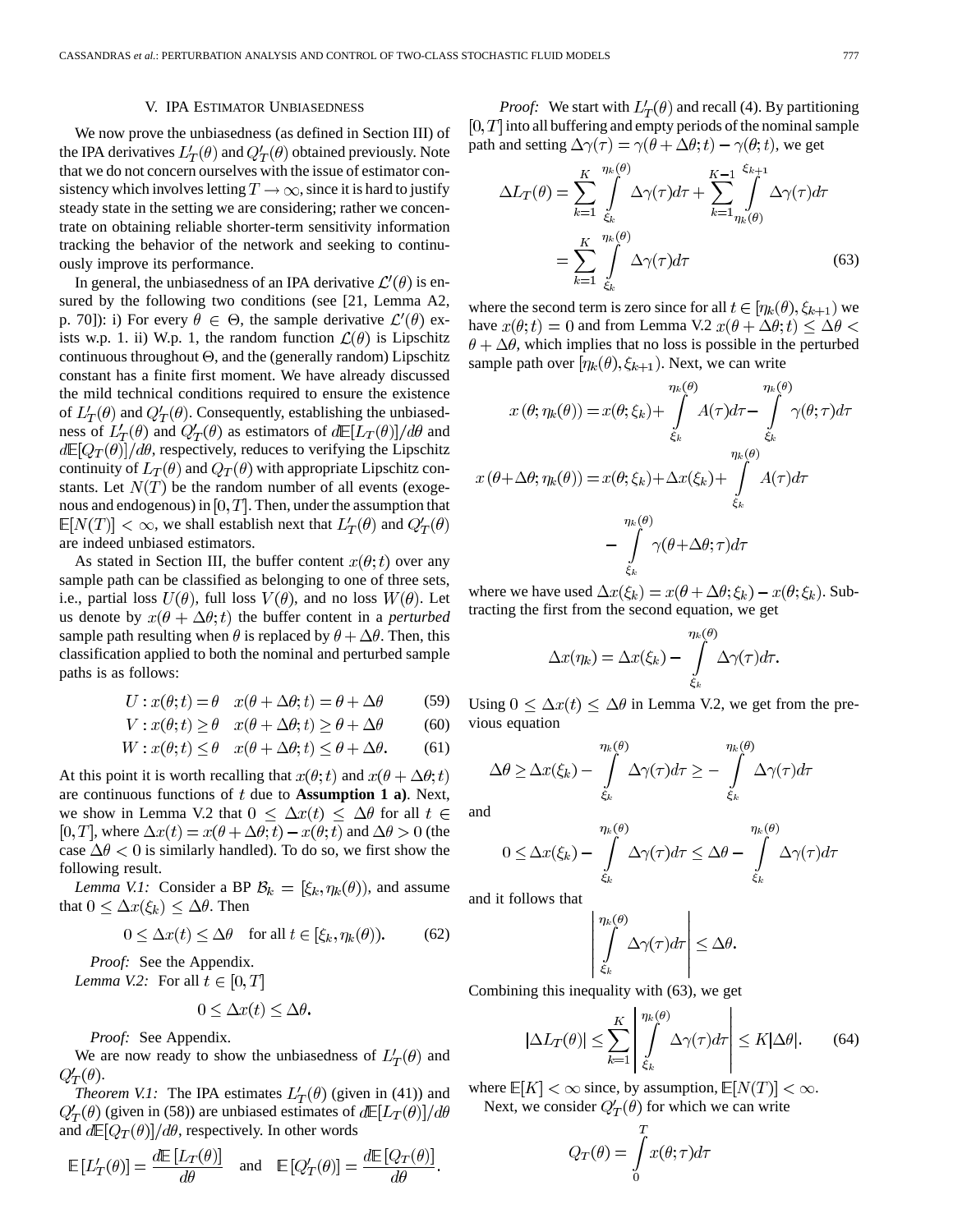## V. IPA Estimator Unbiasedness

We now prove the unbiasedness (as defined in Section III) of the IPA derivatives $L'_T(\theta)$ and $Q'_T(\theta)$ obtained previously. Note that we do not concern ourselves with the issue of estimator consistency which involves letting $T \to \infty$, since it is hard to justify steady state in the setting we are considering; rather we concentrate on obtaining reliable shorter-term sensitivity information tracking the behavior of the network and seeking to continuously improve its performance.

In general, the unbiasedness of an IPA derivative $\mathcal{L}'(\theta)$ is ensured by the following two conditions (see [21, Lemma A2, p. 70]): i) For every $\theta \in \Theta$, the sample derivative $\mathcal{L}'(\theta)$ exists w.p. 1. ii) W.p. 1, the random function $\mathcal{L}(\theta)$ is Lipschitz continuous throughout $\Theta$, and the (generally random) Lipschitz constant has a finite first moment. We have already discussed the mild technical conditions required to ensure the existence of $L'_T(\theta)$ and $Q'_T(\theta)$. Consequently, establishing the unbiasedness of $L'_T(\theta)$ and $Q'_T(\theta)$ as estimators of $d\mathbb{E}[L_T(\theta)]/d\theta$ and $d\mathbb{E}[Q_T(\theta)]/d\theta$, respectively, reduces to verifying the Lipschitz continuity of $L_T(\theta)$ and $Q_T(\theta)$ with appropriate Lipschitz constants. Let $N(T)$ be the random number of all events (exogenous and endogenous) in $[0,T]$. Then, under the assumption that $\mathbb{E}[N(T)] < \infty$, we shall establish next that $L'_T(\theta)$ and $Q'_T(\theta)$ are indeed unbiased estimators.

As stated in Section III, the buffer content $x(\theta;t)$ over any sample path can be classified as belonging to one of three sets, i.e., partial loss $U(\theta)$, full loss $V(\theta)$, and no loss $W(\theta)$. Let us denote by $x(\theta+\Delta\theta;t)$ the buffer content in a *perturbed* sample path resulting when $\theta$ is replaced by $\theta+\Delta\theta$. Then, this classification applied to both the nominal and perturbed sample paths is as follows:

$$U : x(\theta;t) = \theta \quad x(\theta+\Delta\theta;t) = \theta+\Delta\theta \tag{59}$$

$$V : x(\theta;t) \geq \theta \quad x(\theta+\Delta\theta;t) \geq \theta+\Delta\theta \tag{60}$$

$$W : x(\theta;t) \leq \theta \quad x(\theta+\Delta\theta;t) \leq \theta+\Delta\theta. \tag{61}$$

At this point it is worth recalling that $x(\theta;t)$ and $x(\theta+\Delta\theta;t)$ are continuous functions of $t$ due to **Assumption 1 a)**. Next, we show in Lemma V.2 that $0 \leq \Delta x(t) \leq \Delta\theta$ for all $t \in [0,T]$, where $\Delta x(t) = x(\theta+\Delta\theta;t) - x(\theta;t)$ and $\Delta\theta > 0$ (the case $\Delta\theta < 0$ is similarly handled). To do so, we first show the following result.

*Lemma V.1:* Consider a BP $\mathcal{B}_k = [\xi_k, \eta_k(\theta))$, and assume that $0 \leq \Delta x(\xi_k) \leq \Delta\theta$. Then

$$0 \leq \Delta x(t) \leq \Delta\theta \quad \text{for all } t \in [\xi_k, \eta_k(\theta)). \tag{62}$$

*Proof:* See the Appendix.

*Lemma V.2:* For all $t \in [0,T]$

$$0 \leq \Delta x(t) \leq \Delta\theta.$$

*Proof:* See Appendix.

We are now ready to show the unbiasedness of $L'_T(\theta)$ and $Q'_T(\theta)$.

*Theorem V.1:* The IPA estimates $L'_T(\theta)$ (given in (41)) and $Q'_T(\theta)$ (given in (58)) are unbiased estimates of $d\mathbb{E}[L_T(\theta)]/d\theta$ and $d\mathbb{E}[Q_T(\theta)]/d\theta$, respectively. In other words

$$\mathbb{E}[L'_T(\theta)] = \frac{d\mathbb{E}[L_T(\theta)]}{d\theta} \quad \text{and} \quad \mathbb{E}[Q'_T(\theta)] = \frac{d\mathbb{E}[Q_T(\theta)]}{d\theta}.$$

*Proof:* We start with $L'_T(\theta)$ and recall (4). By partitioning $[0,T]$ into all buffering and empty periods of the nominal sample path and setting $\Delta\gamma(\tau) = \gamma(\theta+\Delta\theta;t) - \gamma(\theta;t)$, we get

$$\begin{aligned}\Delta L_T(\theta) &= \sum_{k=1}^{K} \int_{\xi_k}^{\eta_k(\theta)} \Delta\gamma(\tau)d\tau + \sum_{k=1}^{K-1} \int_{\eta_k(\theta)}^{\xi_{k+1}} \Delta\gamma(\tau)d\tau \\ &= \sum_{k=1}^{K} \int_{\xi_k}^{\eta_k(\theta)} \Delta\gamma(\tau)d\tau \end{aligned}\tag{63}$$

where the second term is zero since for all $t \in [\eta_k(\theta), \xi_{k+1})$ we have $x(\theta;t) = 0$ and from Lemma V.2 $x(\theta+\Delta\theta;t) \leq \Delta\theta < \theta+\Delta\theta$, which implies that no loss is possible in the perturbed sample path over $[\eta_k(\theta), \xi_{k+1})$. Next, we can write

$$x(\theta;\eta_k(\theta)) = x(\theta;\xi_k) + \int_{\xi_k}^{\eta_k(\theta)} A(\tau)d\tau - \int_{\xi_k}^{\eta_k(\theta)} \gamma(\theta;\tau)d\tau$$

$$x(\theta+\Delta\theta;\eta_k(\theta)) = x(\theta;\xi_k) + \Delta x(\xi_k) + \int_{\xi_k}^{\eta_k(\theta)} A(\tau)d\tau - \int_{\xi_k}^{\eta_k(\theta)} \gamma(\theta+\Delta\theta;\tau)d\tau$$

where we have used $\Delta x(\xi_k) = x(\theta+\Delta\theta;\xi_k) - x(\theta;\xi_k)$. Subtracting the first from the second equation, we get

$$\Delta x(\eta_k) = \Delta x(\xi_k) - \int_{\xi_k}^{\eta_k(\theta)} \Delta\gamma(\tau)d\tau.$$

Using $0 \leq \Delta x(t) \leq \Delta\theta$ in Lemma V.2, we get from the previous equation

$$\Delta\theta \geq \Delta x(\xi_k) - \int_{\xi_k}^{\eta_k(\theta)} \Delta\gamma(\tau)d\tau \geq - \int_{\xi_k}^{\eta_k(\theta)} \Delta\gamma(\tau)d\tau$$

and

$$0 \leq \Delta x(\xi_k) - \int_{\xi_k}^{\eta_k(\theta)} \Delta\gamma(\tau)d\tau \leq \Delta\theta - \int_{\xi_k}^{\eta_k(\theta)} \Delta\gamma(\tau)d\tau$$

and it follows that

$$\left| \int_{\xi_k}^{\eta_k(\theta)} \Delta\gamma(\tau)d\tau \right| \leq \Delta\theta.$$

Combining this inequality with (63), we get

$$|\Delta L_T(\theta)| \leq \sum_{k=1}^{K} \left| \int_{\xi_k}^{\eta_k(\theta)} \Delta\gamma(\tau)d\tau \right| \leq K|\Delta\theta|. \tag{64}$$

where $\mathbb{E}[K] < \infty$ since, by assumption, $\mathbb{E}[N(T)] < \infty$.

Next, we consider $Q'_T(\theta)$ for which we can write

$$Q_T(\theta) = \int_0^T x(\theta;\tau)d\tau$$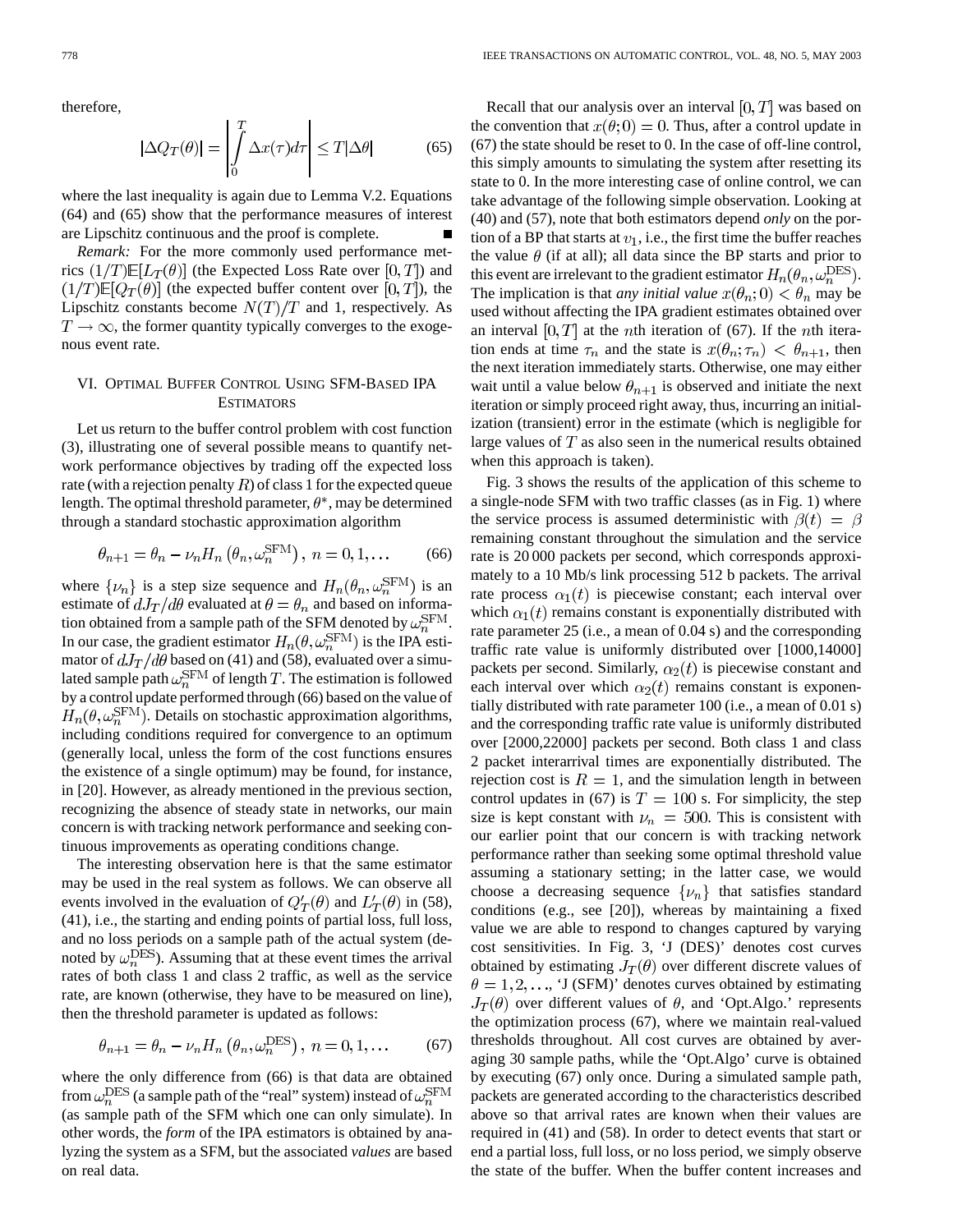therefore,

$$|\Delta Q_T(\theta)| = \left| \int_0^T \Delta x(\tau) d\tau \right| \leq T|\Delta\theta| \tag{65}$$

where the last inequality is again due to Lemma V.2. Equations (64) and (65) show that the performance measures of interest are Lipschitz continuous and the proof is complete. ■

*Remark:* For the more commonly used performance metrics $(1/T)\mathbb{E}[L_T(\theta)]$ (the Expected Loss Rate over $[0, T]$) and $(1/T)\mathbb{E}[Q_T(\theta)]$ (the expected buffer content over $[0, T]$), the Lipschitz constants become $N(T)/T$ and 1, respectively. As $T \to \infty$, the former quantity typically converges to the exogenous event rate.

## VI. Optimal Buffer Control Using SFM-Based IPA Estimators

Let us return to the buffer control problem with cost function (3), illustrating one of several possible means to quantify network performance objectives by trading off the expected loss rate (with a rejection penalty $R$) of class 1 for the expected queue length. The optimal threshold parameter, $\theta^*$, may be determined through a standard stochastic approximation algorithm

$$\theta_{n+1} = \theta_n - \nu_n H_n\left(\theta_n, \omega_n^{\mathrm{SFM}}\right), \; n = 0, 1, \ldots \tag{66}$$

where $\{\nu_n\}$ is a step size sequence and $H_n(\theta_n, \omega_n^{\mathrm{SFM}})$ is an estimate of $dJ_T/d\theta$ evaluated at $\theta = \theta_n$ and based on information obtained from a sample path of the SFM denoted by $\omega_n^{\mathrm{SFM}}$. In our case, the gradient estimator $H_n(\theta, \omega_n^{\mathrm{SFM}})$ is the IPA estimator of $dJ_T/d\theta$ based on (41) and (58), evaluated over a simulated sample path $\omega_n^{\mathrm{SFM}}$ of length $T$. The estimation is followed by a control update performed through (66) based on the value of $H_n(\theta, \omega_n^{\mathrm{SFM}})$. Details on stochastic approximation algorithms, including conditions required for convergence to an optimum (generally local, unless the form of the cost functions ensures the existence of a single optimum) may be found, for instance, in [20]. However, as already mentioned in the previous section, recognizing the absence of steady state in networks, our main concern is with tracking network performance and seeking continuous improvements as operating conditions change.

The interesting observation here is that the same estimator may be used in the real system as follows. We can observe all events involved in the evaluation of $Q'_T(\theta)$ and $L'_T(\theta)$ in (58), (41), i.e., the starting and ending points of partial loss, full loss, and no loss periods on a sample path of the actual system (denoted by $\omega_n^{\mathrm{DES}}$). Assuming that at these event times the arrival rates of both class 1 and class 2 traffic, as well as the service rate, are known (otherwise, they have to be measured on line), then the threshold parameter is updated as follows:

$$\theta_{n+1} = \theta_n - \nu_n H_n\left(\theta_n, \omega_n^{\mathrm{DES}}\right), \; n = 0, 1, \ldots \tag{67}$$

where the only difference from (66) is that data are obtained from $\omega_n^{\mathrm{DES}}$ (a sample path of the "real" system) instead of $\omega_n^{\mathrm{SFM}}$ (as sample path of the SFM which one can only simulate). In other words, the *form* of the IPA estimators is obtained by analyzing the system as a SFM, but the associated *values* are based on real data.

Recall that our analysis over an interval $[0, T]$ was based on the convention that $x(\theta; 0) = 0$. Thus, after a control update in (67) the state should be reset to 0. In the case of off-line control, this simply amounts to simulating the system after resetting its state to 0. In the more interesting case of online control, we can take advantage of the following simple observation. Looking at (40) and (57), note that both estimators depend *only* on the portion of a BP that starts at $v_1$, i.e., the first time the buffer reaches the value $\theta$ (if at all); all data since the BP starts and prior to this event are irrelevant to the gradient estimator $H_n(\theta_n, \omega_n^{\mathrm{DES}})$. The implication is that *any initial value* $x(\theta_n; 0) < \theta_n$ may be used without affecting the IPA gradient estimates obtained over an interval $[0, T]$ at the $n$th iteration of (67). If the $n$th iteration ends at time $\tau_n$ and the state is $x(\theta_n; \tau_n) < \theta_{n+1}$, then the next iteration immediately starts. Otherwise, one may either wait until a value below $\theta_{n+1}$ is observed and initiate the next iteration or simply proceed right away, thus, incurring an initialization (transient) error in the estimate (which is negligible for large values of $T$ as also seen in the numerical results obtained when this approach is taken).

Fig. 3 shows the results of the application of this scheme to a single-node SFM with two traffic classes (as in Fig. 1) where the service process is assumed deterministic with $\beta(t) = \beta$ remaining constant throughout the simulation and the service rate is 20 000 packets per second, which corresponds approximately to a 10 Mb/s link processing 512 b packets. The arrival rate process $\alpha_1(t)$ is piecewise constant; each interval over which $\alpha_1(t)$ remains constant is exponentially distributed with rate parameter 25 (i.e., a mean of 0.04 s) and the corresponding traffic rate value is uniformly distributed over [1000,14000] packets per second. Similarly, $\alpha_2(t)$ is piecewise constant and each interval over which $\alpha_2(t)$ remains constant is exponentially distributed with rate parameter 100 (i.e., a mean of 0.01 s) and the corresponding traffic rate value is uniformly distributed over [2000,22000] packets per second. Both class 1 and class 2 packet interarrival times are exponentially distributed. The rejection cost is $R = 1$, and the simulation length in between control updates in (67) is $T = 100$ s. For simplicity, the step size is kept constant with $\nu_n = 500$. This is consistent with our earlier point that our concern is with tracking network performance rather than seeking some optimal threshold value assuming a stationary setting; in the latter case, we would choose a decreasing sequence $\{\nu_n\}$ that satisfies standard conditions (e.g., see [20]), whereas by maintaining a fixed value we are able to respond to changes captured by varying cost sensitivities. In Fig. 3, 'J (DES)' denotes cost curves obtained by estimating $J_T(\theta)$ over different discrete values of $\theta = 1, 2, \ldots$, 'J (SFM)' denotes curves obtained by estimating $J_T(\theta)$ over different values of $\theta$, and 'Opt.Algo.' represents the optimization process (67), where we maintain real-valued thresholds throughout. All cost curves are obtained by averaging 30 sample paths, while the 'Opt.Algo' curve is obtained by executing (67) only once. During a simulated sample path, packets are generated according to the characteristics described above so that arrival rates are known when their values are required in (41) and (58). In order to detect events that start or end a partial loss, full loss, or no loss period, we simply observe the state of the buffer. When the buffer content increases and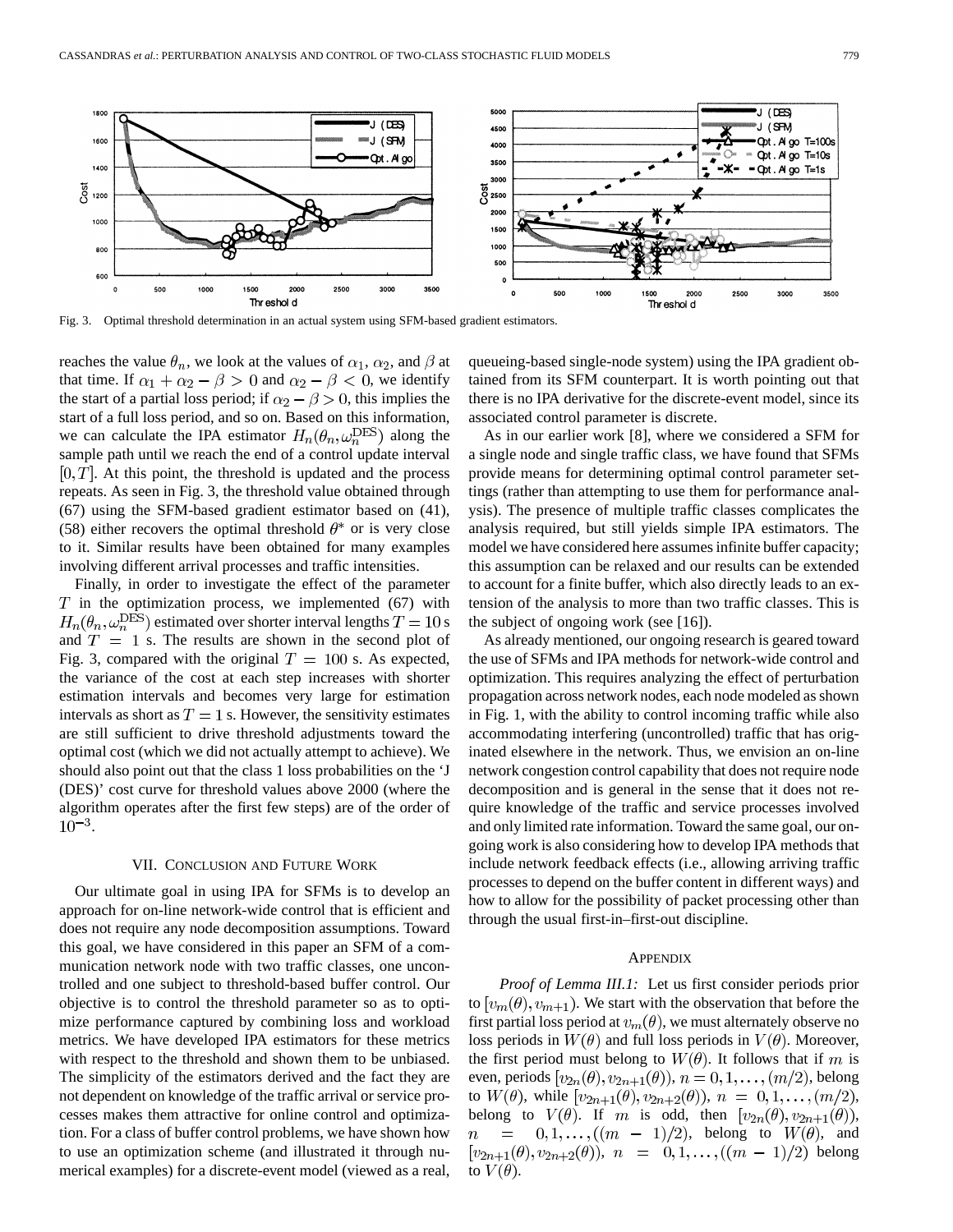Fig. 3. Optimal threshold determination in an actual system using SFM-based gradient estimators.

reaches the value $\theta_n$, we look at the values of $\alpha_1$, $\alpha_2$, and $\beta$ at that time. If $\alpha_1 + \alpha_2 - \beta > 0$ and $\alpha_2 - \beta < 0$, we identify the start of a partial loss period; if $\alpha_2 - \beta > 0$, this implies the start of a full loss period, and so on. Based on this information, we can calculate the IPA estimator $H_n(\theta_n, \omega_n^{\text{DES}})$ along the sample path until we reach the end of a control update interval $[0, T]$. At this point, the threshold is updated and the process repeats. As seen in Fig. 3, the threshold value obtained through (67) using the SFM-based gradient estimator based on (41), (58) either recovers the optimal threshold $\theta^*$ or is very close to it. Similar results have been obtained for many examples involving different arrival processes and traffic intensities.

Finally, in order to investigate the effect of the parameter $T$ in the optimization process, we implemented (67) with $H_n(\theta_n, \omega_n^{\text{DES}})$ estimated over shorter interval lengths $T = 10$ s and $T = 1$ s. The results are shown in the second plot of Fig. 3, compared with the original $T = 100$ s. As expected, the variance of the cost at each step increases with shorter estimation intervals and becomes very large for estimation intervals as short as $T = 1$ s. However, the sensitivity estimates are still sufficient to drive threshold adjustments toward the optimal cost (which we did not actually attempt to achieve). We should also point out that the class 1 loss probabilities on the 'J (DES)' cost curve for threshold values above 2000 (where the algorithm operates after the first few steps) are of the order of $10^{-3}$.

## VII. Conclusion and Future Work

Our ultimate goal in using IPA for SFMs is to develop an approach for on-line network-wide control that is efficient and does not require any node decomposition assumptions. Toward this goal, we have considered in this paper an SFM of a communication network node with two traffic classes, one uncontrolled and one subject to threshold-based buffer control. Our objective is to control the threshold parameter so as to optimize performance captured by combining loss and workload metrics. We have developed IPA estimators for these metrics with respect to the threshold and shown them to be unbiased. The simplicity of the estimators derived and the fact they are not dependent on knowledge of the traffic arrival or service processes makes them attractive for online control and optimization. For a class of buffer control problems, we have shown how to use an optimization scheme (and illustrated it through numerical examples) for a discrete-event model (viewed as a real, queueing-based single-node system) using the IPA gradient obtained from its SFM counterpart. It is worth pointing out that there is no IPA derivative for the discrete-event model, since its associated control parameter is discrete.

As in our earlier work [8], where we considered a SFM for a single node and single traffic class, we have found that SFMs provide means for determining optimal control parameter settings (rather than attempting to use them for performance analysis). The presence of multiple traffic classes complicates the analysis required, but still yields simple IPA estimators. The model we have considered here assumes infinite buffer capacity; this assumption can be relaxed and our results can be extended to account for a finite buffer, which also directly leads to an extension of the analysis to more than two traffic classes. This is the subject of ongoing work (see [16]).

As already mentioned, our ongoing research is geared toward the use of SFMs and IPA methods for network-wide control and optimization. This requires analyzing the effect of perturbation propagation across network nodes, each node modeled as shown in Fig. 1, with the ability to control incoming traffic while also accommodating interfering (uncontrolled) traffic that has originated elsewhere in the network. Thus, we envision an on-line network congestion control capability that does not require node decomposition and is general in the sense that it does not require knowledge of the traffic and service processes involved and only limited rate information. Toward the same goal, our ongoing work is also considering how to develop IPA methods that include network feedback effects (i.e., allowing arriving traffic processes to depend on the buffer content in different ways) and how to allow for the possibility of packet processing other than through the usual first-in–first-out discipline.

## Appendix

*Proof of Lemma III.1:* Let us first consider periods prior to $[v_m(\theta), v_{m+1})$. We start with the observation that before the first partial loss period at $v_m(\theta)$, we must alternately observe no loss periods in $W(\theta)$ and full loss periods in $V(\theta)$. Moreover, the first period must belong to $W(\theta)$. It follows that if $m$ is even, periods $[v_{2n}(\theta), v_{2n+1}(\theta))$, $n = 0, 1, \ldots, (m/2)$, belong to $W(\theta)$, while $[v_{2n+1}(\theta), v_{2n+2}(\theta))$, $n = 0, 1, \ldots, (m/2)$, belong to $V(\theta)$. If $m$ is odd, then $[v_{2n}(\theta), v_{2n+1}(\theta))$, $n = 0, 1, \ldots, ((m-1)/2)$, belong to $W(\theta)$, and $[v_{2n+1}(\theta), v_{2n+2}(\theta))$, $n = 0, 1, \ldots, ((m-1)/2)$ belong to $V(\theta)$.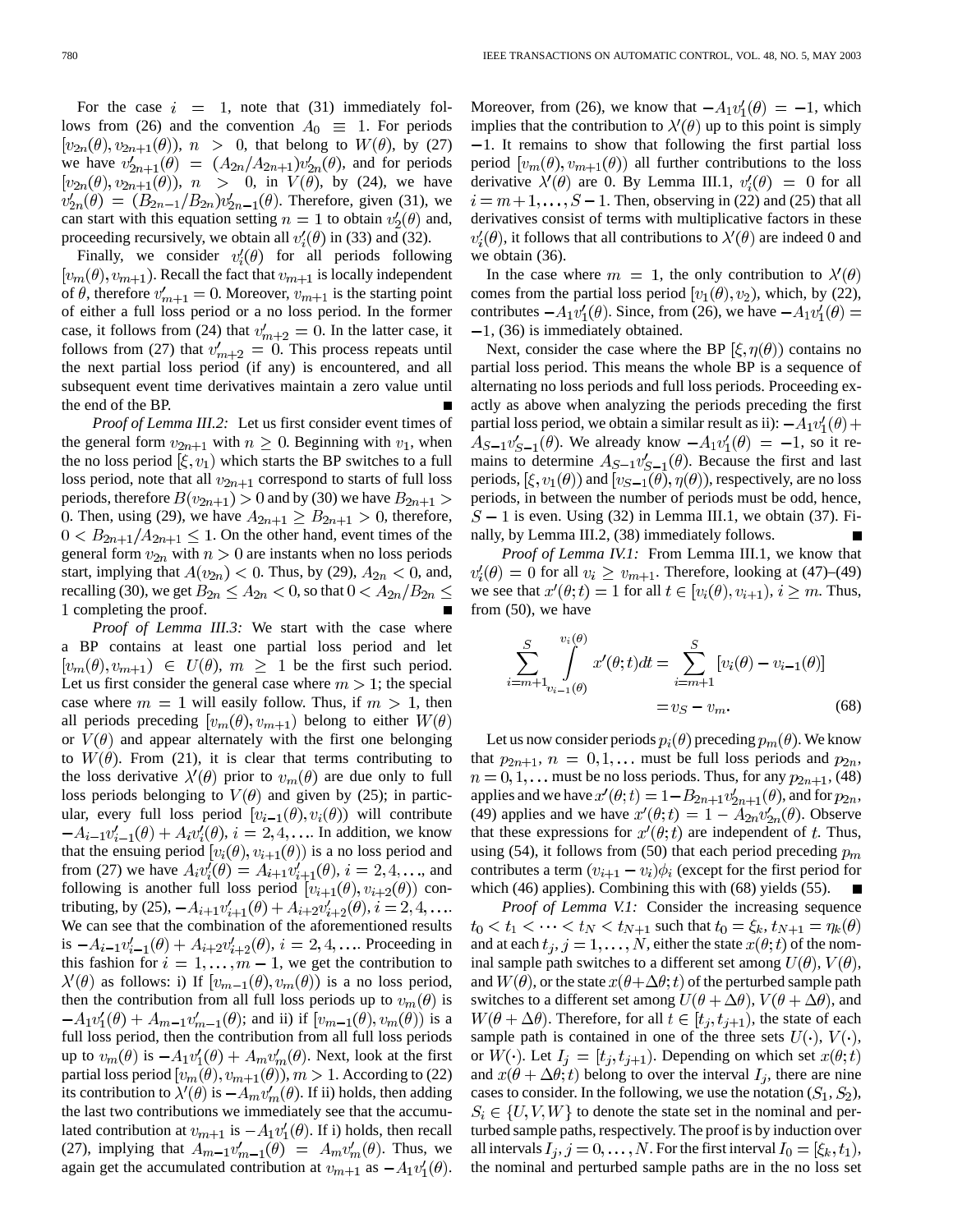For the case $i = 1$, note that (31) immediately follows from (26) and the convention $A_0 \equiv 1$. For periods $[v_{2n}(\theta), v_{2n+1}(\theta))$, $n > 0$, that belong to $W(\theta)$, by (27) we have $v'_{2n+1}(\theta) = (A_{2n}/A_{2n+1})v'_{2n}(\theta)$, and for periods $[v_{2n}(\theta), v_{2n+1}(\theta))$, $n > 0$, in $V(\theta)$, by (24), we have $v'_{2n}(\theta) = (B_{2n-1}/B_{2n})v'_{2n-1}(\theta)$. Therefore, given (31), we can start with this equation setting $n = 1$ to obtain $v'_2(\theta)$ and, proceeding recursively, we obtain all $v'_i(\theta)$ in (33) and (32).

Finally, we consider $v'_i(\theta)$ for all periods following $[v_m(\theta), v_{m+1})$. Recall the fact that $v_{m+1}$ is locally independent of $\theta$, therefore $v'_{m+1} = 0$. Moreover, $v_{m+1}$ is the starting point of either a full loss period or a no loss period. In the former case, it follows from (24) that $v'_{m+2} = 0$. In the latter case, it follows from (27) that $v'_{m+2} = 0$. This process repeats until the next partial loss period (if any) is encountered, and all subsequent event time derivatives maintain a zero value until the end of the BP. ∎

*Proof of Lemma III.2:* Let us first consider event times of the general form $v_{2n+1}$ with $n \geq 0$. Beginning with $v_1$, when the no loss period $[\xi, v_1)$ which starts the BP switches to a full loss period, note that all $v_{2n+1}$ correspond to starts of full loss periods, therefore $B(v_{2n+1}) > 0$ and by (30) we have $B_{2n+1} > 0$. Then, using (29), we have $A_{2n+1} \geq B_{2n+1} > 0$, therefore, $0 < B_{2n+1}/A_{2n+1} \leq 1$. On the other hand, event times of the general form $v_{2n}$ with $n > 0$ are instants when no loss periods start, implying that $A(v_{2n}) < 0$. Thus, by (29), $A_{2n} < 0$, and, recalling (30), we get $B_{2n} \leq A_{2n} < 0$, so that $0 < A_{2n}/B_{2n} \leq 1$ completing the proof. ∎

*Proof of Lemma III.3:* We start with the case where a BP contains at least one partial loss period and let $[v_m(\theta), v_{m+1}) \in U(\theta)$, $m \geq 1$ be the first such period. Let us first consider the general case where $m > 1$; the special case where $m = 1$ will easily follow. Thus, if $m > 1$, then all periods preceding $[v_m(\theta), v_{m+1})$ belong to either $W(\theta)$ or $V(\theta)$ and appear alternately with the first one belonging to $W(\theta)$. From (21), it is clear that terms contributing to the loss derivative $\lambda'(\theta)$ prior to $v_m(\theta)$ are due only to full loss periods belonging to $V(\theta)$ and given by (25); in particular, every full loss period $[v_{i-1}(\theta), v_i(\theta))$ will contribute $-A_{i-1}v'_{i-1}(\theta) + A_i v'_i(\theta)$, $i = 2, 4, \ldots$. In addition, we know that the ensuing period $[v_i(\theta), v_{i+1}(\theta))$ is a no loss period and from (27) we have $A_i v'_i(\theta) = A_{i+1}v'_{i+1}(\theta)$, $i = 2, 4, \ldots$, and following is another full loss period $[v_{i+1}(\theta), v_{i+2}(\theta))$ contributing, by (25), $-A_{i+1}v'_{i+1}(\theta) + A_{i+2}v'_{i+2}(\theta)$, $i = 2, 4, \ldots$. We can see that the combination of the aforementioned results is $-A_{i-1}v'_{i-1}(\theta) + A_{i+2}v'_{i+2}(\theta)$, $i = 2, 4, \ldots$. Proceeding in this fashion for $i = 1, \ldots, m-1$, we get the contribution to $\lambda'(\theta)$ as follows: i) If $[v_{m-1}(\theta), v_m(\theta))$ is a no loss period, then the contribution from all full loss periods up to $v_m(\theta)$ is $-A_1 v'_1(\theta) + A_{m-1}v'_{m-1}(\theta)$; and ii) if $[v_{m-1}(\theta), v_m(\theta))$ is a full loss period, then the contribution from all full loss periods up to $v_m(\theta)$ is $-A_1 v'_1(\theta) + A_m v'_m(\theta)$. Next, look at the first partial loss period $[v_m(\theta), v_{m+1}(\theta))$, $m > 1$. According to (22) its contribution to $\lambda'(\theta)$ is $-A_m v'_m(\theta)$. If ii) holds, then adding the last two contributions we immediately see that the accumulated contribution at $v_{m+1}$ is $-A_1 v'_1(\theta)$. If i) holds, then recall (27), implying that $A_{m-1}v'_{m-1}(\theta) = A_m v'_m(\theta)$. Thus, we again get the accumulated contribution at $v_{m+1}$ as $-A_1 v'_1(\theta)$. Moreover, from (26), we know that $-A_1 v'_1(\theta) = -1$, which implies that the contribution to $\lambda'(\theta)$ up to this point is simply $-1$. It remains to show that following the first partial loss period $[v_m(\theta), v_{m+1}(\theta))$ all further contributions to the loss derivative $\lambda'(\theta)$ are 0. By Lemma III.1, $v'_i(\theta) = 0$ for all $i = m+1, \ldots, S-1$. Then, observing in (22) and (25) that all derivatives consist of terms with multiplicative factors in these $v'_i(\theta)$, it follows that all contributions to $\lambda'(\theta)$ are indeed 0 and we obtain (36).

In the case where $m = 1$, the only contribution to $\lambda'(\theta)$ comes from the partial loss period $[v_1(\theta), v_2)$, which, by (22), contributes $-A_1 v'_1(\theta)$. Since, from (26), we have $-A_1 v'_1(\theta) = -1$, (36) is immediately obtained.

Next, consider the case where the BP $[\xi, \eta(\theta))$ contains no partial loss period. This means the whole BP is a sequence of alternating no loss periods and full loss periods. Proceeding exactly as above when analyzing the periods preceding the first partial loss period, we obtain a similar result as ii): $-A_1 v'_1(\theta) + A_{S-1}v'_{S-1}(\theta)$. We already know $-A_1 v'_1(\theta) = -1$, so it remains to determine $A_{S-1}v'_{S-1}(\theta)$. Because the first and last periods, $[\xi, v_1(\theta))$ and $[v_{S-1}(\theta), \eta(\theta))$, respectively, are no loss periods, in between the number of periods must be odd, hence, $S-1$ is even. Using (32) in Lemma III.1, we obtain (37). Finally, by Lemma III.2, (38) immediately follows. ∎

*Proof of Lemma IV.1:* From Lemma III.1, we know that $v'_i(\theta) = 0$ for all $v_i \geq v_{m+1}$. Therefore, looking at (47)–(49) we see that $x'(\theta; t) = 1$ for all $t \in [v_i(\theta), v_{i+1})$, $i \geq m$. Thus, from (50), we have

$$\sum_{i=m+1}^{S} \int_{v_{i-1}(\theta)}^{v_i(\theta)} x'(\theta; t)dt = \sum_{i=m+1}^{S} [v_i(\theta) - v_{i-1}(\theta)] = v_S - v_m. \tag{68}$$

Let us now consider periods $p_i(\theta)$ preceding $p_m(\theta)$. We know that $p_{2n+1}$, $n = 0, 1, \ldots$ must be full loss periods and $p_{2n}$, $n = 0, 1, \ldots$ must be no loss periods. Thus, for any $p_{2n+1}$, (48) applies and we have $x'(\theta; t) = 1 - B_{2n+1}v'_{2n+1}(\theta)$, and for $p_{2n}$, (49) applies and we have $x'(\theta; t) = 1 - A_{2n}v'_{2n}(\theta)$. Observe that these expressions for $x'(\theta; t)$ are independent of $t$. Thus, using (54), it follows from (50) that each period preceding $p_m$ contributes a term $(v_{i+1} - v_i)\phi_i$ (except for the first period for which (46) applies). Combining this with (68) yields (55). ∎

*Proof of Lemma V.1:* Consider the increasing sequence $t_0 < t_1 < \cdots < t_N < t_{N+1}$ such that $t_0 = \xi_k$, $t_{N+1} = \eta_k(\theta)$ and at each $t_j$, $j = 1, \ldots, N$, either the state $x(\theta; t)$ of the nominal sample path switches to a different set among $U(\theta)$, $V(\theta)$, and $W(\theta)$, or the state $x(\theta + \Delta\theta; t)$ of the perturbed sample path switches to a different set among $U(\theta + \Delta\theta)$, $V(\theta + \Delta\theta)$, and $W(\theta + \Delta\theta)$. Therefore, for all $t \in [t_j, t_{j+1})$, the state of each sample path is contained in one of the three sets $U(\cdot)$, $V(\cdot)$, or $W(\cdot)$. Let $I_j = [t_j, t_{j+1})$. Depending on which set $x(\theta; t)$ and $x(\theta + \Delta\theta; t)$ belong to over the interval $I_j$, there are nine cases to consider. In the following, we use the notation $(S_1, S_2)$, $S_i \in \{U, V, W\}$ to denote the state set in the nominal and perturbed sample paths, respectively. The proof is by induction over all intervals $I_j$, $j = 0, \ldots, N$. For the first interval $I_0 = [\xi_k, t_1)$, the nominal and perturbed sample paths are in the no loss set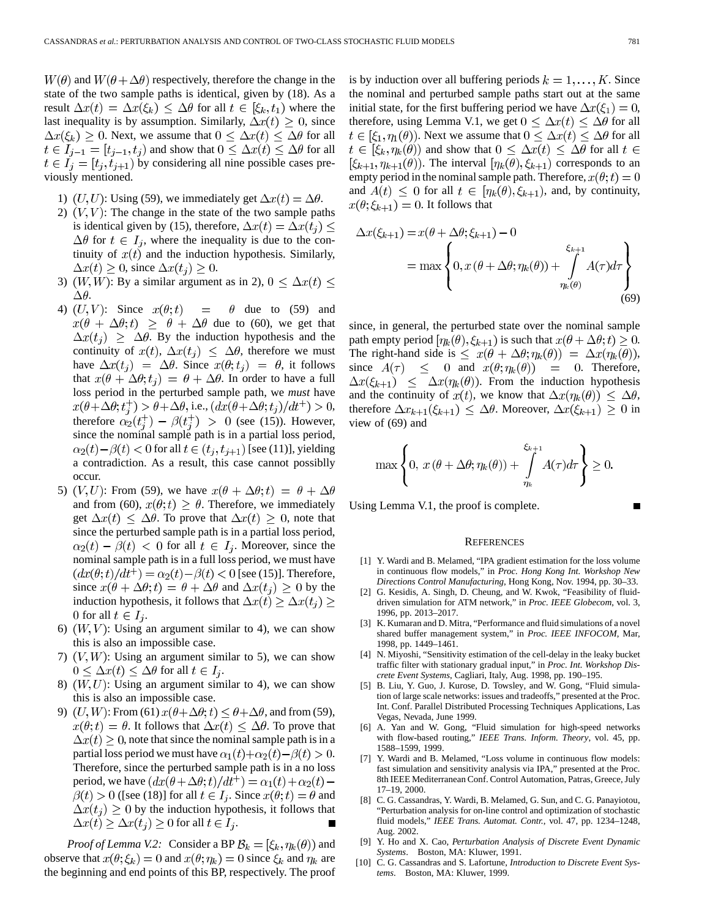$W(\theta)$ and $W(\theta+\Delta\theta)$ respectively, therefore the change in the state of the two sample paths is identical, given by (18). As a result $\Delta x(t) = \Delta x(\xi_k) \leq \Delta\theta$ for all $t \in [\xi_k, t_1)$ where the last inequality is by assumption. Similarly, $\Delta x(t) \geq 0$, since $\Delta x(\xi_k) \geq 0$. Next, we assume that $0 \leq \Delta x(t) \leq \Delta\theta$ for all $t \in I_{j-1} = [t_{j-1}, t_j)$ and show that $0 \leq \Delta x(t) \leq \Delta\theta$ for all $t \in I_j = [t_j, t_{j+1})$ by considering all nine possible cases previously mentioned.

1) $(U, U)$: Using (59), we immediately get $\Delta x(t) = \Delta\theta$.
2) $(V, V)$: The change in the state of the two sample paths is identical given by (15), therefore, $\Delta x(t) = \Delta x(t_j) \leq \Delta\theta$ for $t \in I_j$, where the inequality is due to the continuity of $x(t)$ and the induction hypothesis. Similarly, $\Delta x(t) \geq 0$, since $\Delta x(t_j) \geq 0$.
3) $(W, W)$: By a similar argument as in 2), $0 \leq \Delta x(t) \leq \Delta\theta$.
4) $(U, V)$: Since $x(\theta; t) = \theta$ due to (59) and $x(\theta + \Delta\theta; t) \geq \theta + \Delta\theta$ due to (60), we get that $\Delta x(t_j) \geq \Delta\theta$. By the induction hypothesis and the continuity of $x(t)$, $\Delta x(t_j) \leq \Delta\theta$, therefore we must have $\Delta x(t_j) = \Delta\theta$. Since $x(\theta; t_j) = \theta$, it follows that $x(\theta + \Delta\theta; t_j) = \theta + \Delta\theta$. In order to have a full loss period in the perturbed sample path, we *must* have $x(\theta+\Delta\theta; t_j^+) > \theta+\Delta\theta$, i.e., $(dx(\theta+\Delta\theta; t_j)/dt^+) > 0$, therefore $\alpha_2(t_j^+) - \beta(t_j^+) > 0$ (see (15)). However, since the nominal sample path is in a partial loss period, $\alpha_2(t) - \beta(t) < 0$ for all $t \in (t_j, t_{j+1})$ [see (11)], yielding a contradiction. As a result, this case cannot possiblly occur.
5) $(V, U)$: From (59), we have $x(\theta + \Delta\theta; t) = \theta + \Delta\theta$ and from (60), $x(\theta; t) \geq \theta$. Therefore, we immediately get $\Delta x(t) \leq \Delta\theta$. To prove that $\Delta x(t) \geq 0$, note that since the perturbed sample path is in a partial loss period, $\alpha_2(t) - \beta(t) < 0$ for all $t \in I_j$. Moreover, since the nominal sample path is in a full loss period, we must have $(dx(\theta; t)/dt^+) = \alpha_2(t) - \beta(t) < 0$ [see (15)]. Therefore, since $x(\theta + \Delta\theta; t) = \theta + \Delta\theta$ and $\Delta x(t_j) \geq 0$ by the induction hypothesis, it follows that $\Delta x(t) \geq \Delta x(t_j) \geq 0$ for all $t \in I_j$.
6) $(W, V)$: Using an argument similar to 4), we can show this is also an impossible case.
7) $(V, W)$: Using an argument similar to 5), we can show $0 \leq \Delta x(t) \leq \Delta\theta$ for all $t \in I_j$.
8) $(W, U)$: Using an argument similar to 4), we can show this is also an impossible case.
9) $(U, W)$: From (61) $x(\theta+\Delta\theta; t) \leq \theta+\Delta\theta$, and from (59), $x(\theta; t) = \theta$. It follows that $\Delta x(t) \leq \Delta\theta$. To prove that $\Delta x(t) \geq 0$, note that since the nominal sample path is in a partial loss period we must have $\alpha_1(t)+\alpha_2(t)-\beta(t) > 0$. Therefore, since the perturbed sample path is in a no loss period, we have $(dx(\theta+\Delta\theta; t)/dt^+) = \alpha_1(t) + \alpha_2(t) - \beta(t) > 0$ ([see (18)] for all $t \in I_j$. Since $x(\theta; t) = \theta$ and $\Delta x(t_j) \geq 0$ by the induction hypothesis, it follows that $\Delta x(t) \geq \Delta x(t_j) \geq 0$ for all $t \in I_j$. ∎

*Proof of Lemma V.2:* Consider a BP $\mathcal{B}_k = [\xi_k, \eta_k(\theta))$ and observe that $x(\theta; \xi_k) = 0$ and $x(\theta; \eta_k) = 0$ since $\xi_k$ and $\eta_k$ are the beginning and end points of this BP, respectively. The proof is by induction over all buffering periods $k = 1, \ldots, K$. Since the nominal and perturbed sample paths start out at the same initial state, for the first buffering period we have $\Delta x(\xi_1) = 0$, therefore, using Lemma V.1, we get $0 \leq \Delta x(t) \leq \Delta\theta$ for all $t \in [\xi_1, \eta_1(\theta))$. Next we assume that $0 \leq \Delta x(t) \leq \Delta\theta$ for all $t \in [\xi_k, \eta_k(\theta))$ and show that $0 \leq \Delta x(t) \leq \Delta\theta$ for all $t \in [\xi_{k+1}, \eta_{k+1}(\theta))$. The interval $[\eta_k(\theta), \xi_{k+1})$ corresponds to an empty period in the nominal sample path. Therefore, $x(\theta; t) = 0$ and $A(t) \leq 0$ for all $t \in [\eta_k(\theta), \xi_{k+1})$, and, by continuity, $x(\theta; \xi_{k+1}) = 0$. It follows that

$$\begin{aligned}\Delta x(\xi_{k+1}) &= x(\theta + \Delta\theta; \xi_{k+1}) - 0 \\ &= \max\left\{0, x(\theta + \Delta\theta; \eta_k(\theta)) + \int_{\eta_k(\theta)}^{\xi_{k+1}} A(\tau) d\tau\right\}\end{aligned} \tag{69}$$

since, in general, the perturbed state over the nominal sample path empty period $[\eta_k(\theta), \xi_{k+1})$ is such that $x(\theta + \Delta\theta; t) \geq 0$. The right-hand side is $\leq x(\theta + \Delta\theta; \eta_k(\theta)) = \Delta x(\eta_k(\theta))$, since $A(\tau) \leq 0$ and $x(\theta; \eta_k(\theta)) = 0$. Therefore, $\Delta x(\xi_{k+1}) \leq \Delta x(\eta_k(\theta))$. From the induction hypothesis and the continuity of $x(t)$, we know that $\Delta x(\eta_k(\theta)) \leq \Delta\theta$, therefore $\Delta x_{k+1}(\xi_{k+1}) \leq \Delta\theta$. Moreover, $\Delta x(\xi_{k+1}) \geq 0$ in view of (69) and

$$\max\left\{0,\ x(\theta + \Delta\theta; \eta_k(\theta)) + \int_{\eta_k}^{\xi_{k+1}} A(\tau) d\tau\right\} \geq 0.$$

Using Lemma V.1, the proof is complete. ∎

## References

[1] Y. Wardi and B. Melamed, "IPA gradient estimation for the loss volume in continuous flow models," in *Proc. Hong Kong Int. Workshop New Directions Control Manufacturing*, Hong Kong, Nov. 1994, pp. 30–33.

[2] G. Kesidis, A. Singh, D. Cheung, and W. Kwok, "Feasibility of fluid-driven simulation for ATM network," in *Proc. IEEE Globecom*, vol. 3, 1996, pp. 2013–2017.

[3] K. Kumaran and D. Mitra, "Performance and fluid simulations of a novel shared buffer management system," in *Proc. IEEE INFOCOM*, Mar, 1998, pp. 1449–1461.

[4] N. Miyoshi, "Sensitivity estimation of the cell-delay in the leaky bucket traffic filter with stationary gradual input," in *Proc. Int. Workshop Discrete Event Systems*, Cagliari, Italy, Aug. 1998, pp. 190–195.

[5] B. Liu, Y. Guo, J. Kurose, D. Towsley, and W. Gong, "Fluid simulation of large scale networks: issues and tradeoffs," presented at the Proc. Int. Conf. Parallel Distributed Processing Techniques Applications, Las Vegas, Nevada, June 1999.

[6] A. Yan and W. Gong, "Fluid simulation for high-speed networks with flow-based routing," *IEEE Trans. Inform. Theory*, vol. 45, pp. 1588–1599, 1999.

[7] Y. Wardi and B. Melamed, "Loss volume in continuous flow models: fast simulation and sensitivity analysis via IPA," presented at the Proc. 8th IEEE Mediterranean Conf. Control Automation, Patras, Greece, July 17–19, 2000.

[8] C. G. Cassandras, Y. Wardi, B. Melamed, G. Sun, and C. G. Panayiotou, "Perturbation analysis for on-line control and optimization of stochastic fluid models," *IEEE Trans. Automat. Contr.*, vol. 47, pp. 1234–1248, Aug. 2002.

[9] Y. Ho and X. Cao, *Perturbation Analysis of Discrete Event Dynamic Systems*. Boston, MA: Kluwer, 1991.

[10] C. G. Cassandras and S. Lafortune, *Introduction to Discrete Event Systems*. Boston, MA: Kluwer, 1999.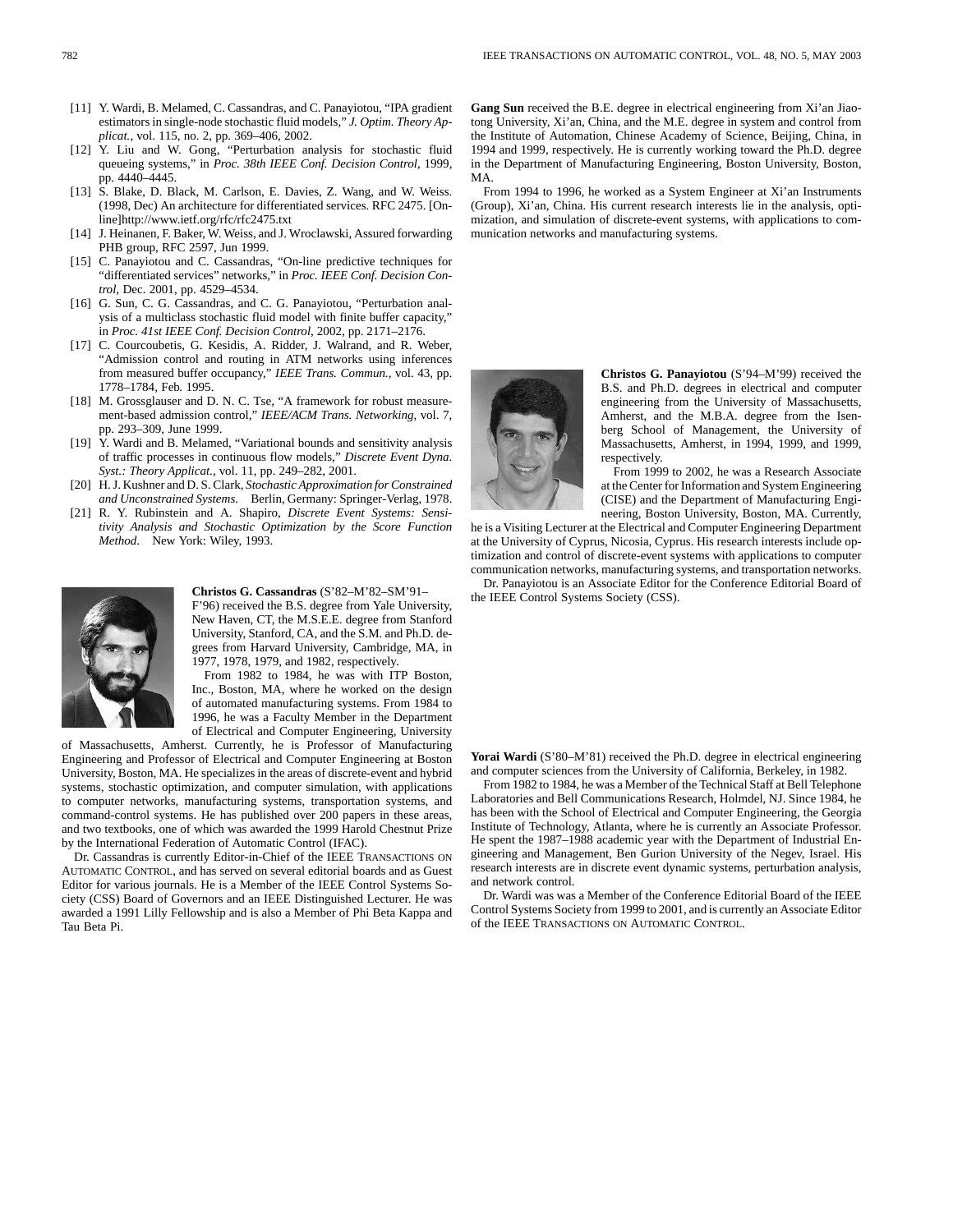[11] Y. Wardi, B. Melamed, C. Cassandras, and C. Panayiotou, "IPA gradient estimators in single-node stochastic fluid models," *J. Optim. Theory Applicat.*, vol. 115, no. 2, pp. 369–406, 2002.

[12] Y. Liu and W. Gong, "Perturbation analysis for stochastic fluid queueing systems," in *Proc. 38th IEEE Conf. Decision Control*, 1999, pp. 4440–4445.

[13] S. Blake, D. Black, M. Carlson, E. Davies, Z. Wang, and W. Weiss. (1998, Dec) An architecture for differentiated services. RFC 2475. [Online]http://www.ietf.org/rfc/rfc2475.txt

[14] J. Heinanen, F. Baker, W. Weiss, and J. Wroclawski, Assured forwarding PHB group, RFC 2597, Jun 1999.

[15] C. Panayiotou and C. Cassandras, "On-line predictive techniques for "differentiated services" networks," in *Proc. IEEE Conf. Decision Control*, Dec. 2001, pp. 4529–4534.

[16] G. Sun, C. G. Cassandras, and C. G. Panayiotou, "Perturbation analysis of a multiclass stochastic fluid model with finite buffer capacity," in *Proc. 41st IEEE Conf. Decision Control*, 2002, pp. 2171–2176.

[17] C. Courcoubetis, G. Kesidis, A. Ridder, J. Walrand, and R. Weber, "Admission control and routing in ATM networks using inferences from measured buffer occupancy," *IEEE Trans. Commun.*, vol. 43, pp. 1778–1784, Feb. 1995.

[18] M. Grossglauser and D. N. C. Tse, "A framework for robust measurement-based admission control," *IEEE/ACM Trans. Networking*, vol. 7, pp. 293–309, June 1999.

[19] Y. Wardi and B. Melamed, "Variational bounds and sensitivity analysis of traffic processes in continuous flow models," *Discrete Event Dyna. Syst.: Theory Applicat.*, vol. 11, pp. 249–282, 2001.

[20] H. J. Kushner and D. S. Clark, *Stochastic Approximation for Constrained and Unconstrained Systems*. Berlin, Germany: Springer-Verlag, 1978.

[21] R. Y. Rubinstein and A. Shapiro, *Discrete Event Systems: Sensitivity Analysis and Stochastic Optimization by the Score Function Method*. New York: Wiley, 1993.

**Christos G. Cassandras** (S'82–M'82–SM'91–F'96) received the B.S. degree from Yale University, New Haven, CT, the M.S.E.E. degree from Stanford University, Stanford, CA, and the S.M. and Ph.D. degrees from Harvard University, Cambridge, MA, in 1977, 1978, 1979, and 1982, respectively.

From 1982 to 1984, he was with ITP Boston, Inc., Boston, MA, where he worked on the design of automated manufacturing systems. From 1984 to 1996, he was a Faculty Member in the Department of Electrical and Computer Engineering, University of Massachusetts, Amherst. Currently, he is Professor of Manufacturing Engineering and Professor of Electrical and Computer Engineering at Boston University, Boston, MA. He specializes in the areas of discrete-event and hybrid systems, stochastic optimization, and computer simulation, with applications to computer networks, manufacturing systems, transportation systems, and command-control systems. He has published over 200 papers in these areas, and two textbooks, one of which was awarded the 1999 Harold Chestnut Prize by the International Federation of Automatic Control (IFAC).

Dr. Cassandras is currently Editor-in-Chief of the IEEE TRANSACTIONS ON AUTOMATIC CONTROL, and has served on several editorial boards and as Guest Editor for various journals. He is a Member of the IEEE Control Systems Society (CSS) Board of Governors and an IEEE Distinguished Lecturer. He was awarded a 1991 Lilly Fellowship and is also a Member of Phi Beta Kappa and Tau Beta Pi.

**Gang Sun** received the B.E. degree in electrical engineering from Xi'an Jiaotong University, Xi'an, China, and the M.E. degree in system and control from the Institute of Automation, Chinese Academy of Science, Beijing, China, in 1994 and 1999, respectively. He is currently working toward the Ph.D. degree in the Department of Manufacturing Engineering, Boston University, Boston, MA.

From 1994 to 1996, he worked as a System Engineer at Xi'an Instruments (Group), Xi'an, China. His current research interests lie in the analysis, optimization, and simulation of discrete-event systems, with applications to communication networks and manufacturing systems.

**Christos G. Panayiotou** (S'94–M'99) received the B.S. and Ph.D. degrees in electrical and computer engineering from the University of Massachusetts, Amherst, and the M.B.A. degree from the Isenberg School of Management, the University of Massachusetts, Amherst, in 1994, 1999, and 1999, respectively.

From 1999 to 2002, he was a Research Associate at the Center for Information and System Engineering (CISE) and the Department of Manufacturing Engineering, Boston University, Boston, MA. Currently, he is a Visiting Lecturer at the Electrical and Computer Engineering Department at the University of Cyprus, Nicosia, Cyprus. His research interests include optimization and control of discrete-event systems with applications to computer communication networks, manufacturing systems, and transportation networks.

Dr. Panayiotou is an Associate Editor for the Conference Editorial Board of the IEEE Control Systems Society (CSS).

**Yorai Wardi** (S'80–M'81) received the Ph.D. degree in electrical engineering and computer sciences from the University of California, Berkeley, in 1982.

From 1982 to 1984, he was a Member of the Technical Staff at Bell Telephone Laboratories and Bell Communications Research, Holmdel, NJ. Since 1984, he has been with the School of Electrical and Computer Engineering, the Georgia Institute of Technology, Atlanta, where he is currently an Associate Professor. He spent the 1987–1988 academic year with the Department of Industrial Engineering and Management, Ben Gurion University of the Negev, Israel. His research interests are in discrete event dynamic systems, perturbation analysis, and network control.

Dr. Wardi was a Member of the Conference Editorial Board of the IEEE Control Systems Society from 1999 to 2001, and is currently an Associate Editor of the IEEE TRANSACTIONS ON AUTOMATIC CONTROL.